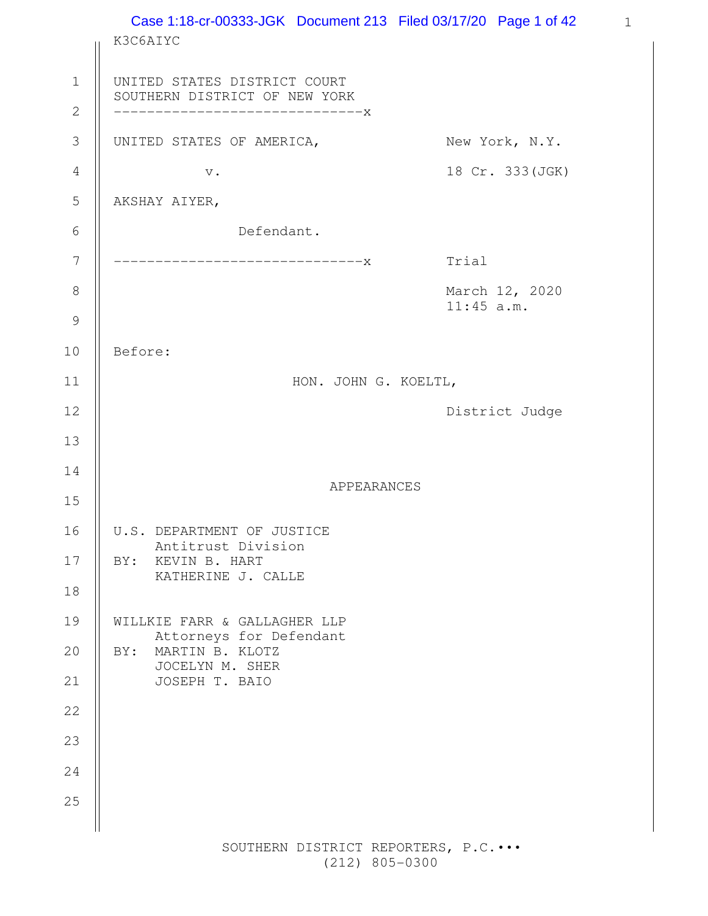K3C6AIYC

UNITED STATES DISTRICT COURT
SOUTHERN DISTRICT OF NEW YORK

------------------------------x

UNITED STATES OF AMERICA, New York, N.Y.

v. 18 Cr. 333(JGK)

AKSHAY AIYER,

Defendant.

------------------------------x Trial

March 12, 2020
11:45 a.m.

Before:

HON. JOHN G. KOELTL,

District Judge

APPEARANCES

U.S. DEPARTMENT OF JUSTICE
Antitrust Division
BY: KEVIN B. HART
KATHERINE J. CALLE

WILLKIE FARR & GALLAGHER LLP
Attorneys for Defendant
BY: MARTIN B. KLOTZ
JOCELYN M. SHER
JOSEPH T. BAIO

SOUTHERN DISTRICT REPORTERS, P.C.•••
(212) 805-0300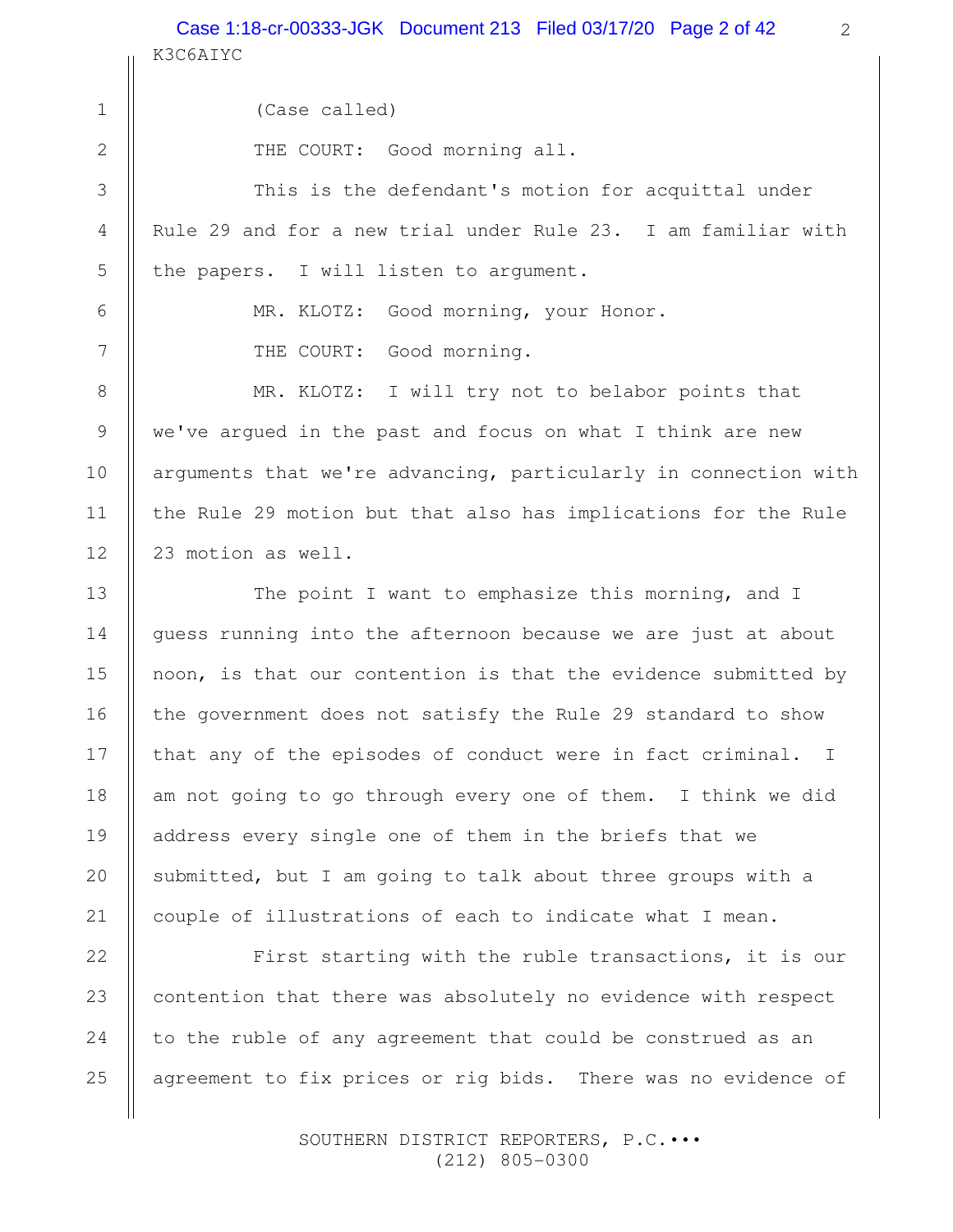(Case called)

THE COURT: Good morning all.

This is the defendant's motion for acquittal under Rule 29 and for a new trial under Rule 23. I am familiar with the papers. I will listen to argument.

MR. KLOTZ: Good morning, your Honor.

THE COURT: Good morning.

MR. KLOTZ: I will try not to belabor points that we've argued in the past and focus on what I think are new arguments that we're advancing, particularly in connection with the Rule 29 motion but that also has implications for the Rule 23 motion as well.

The point I want to emphasize this morning, and I guess running into the afternoon because we are just at about noon, is that our contention is that the evidence submitted by the government does not satisfy the Rule 29 standard to show that any of the episodes of conduct were in fact criminal. I am not going to go through every one of them. I think we did address every single one of them in the briefs that we submitted, but I am going to talk about three groups with a couple of illustrations of each to indicate what I mean.

First starting with the ruble transactions, it is our contention that there was absolutely no evidence with respect to the ruble of any agreement that could be construed as an agreement to fix prices or rig bids. There was no evidence of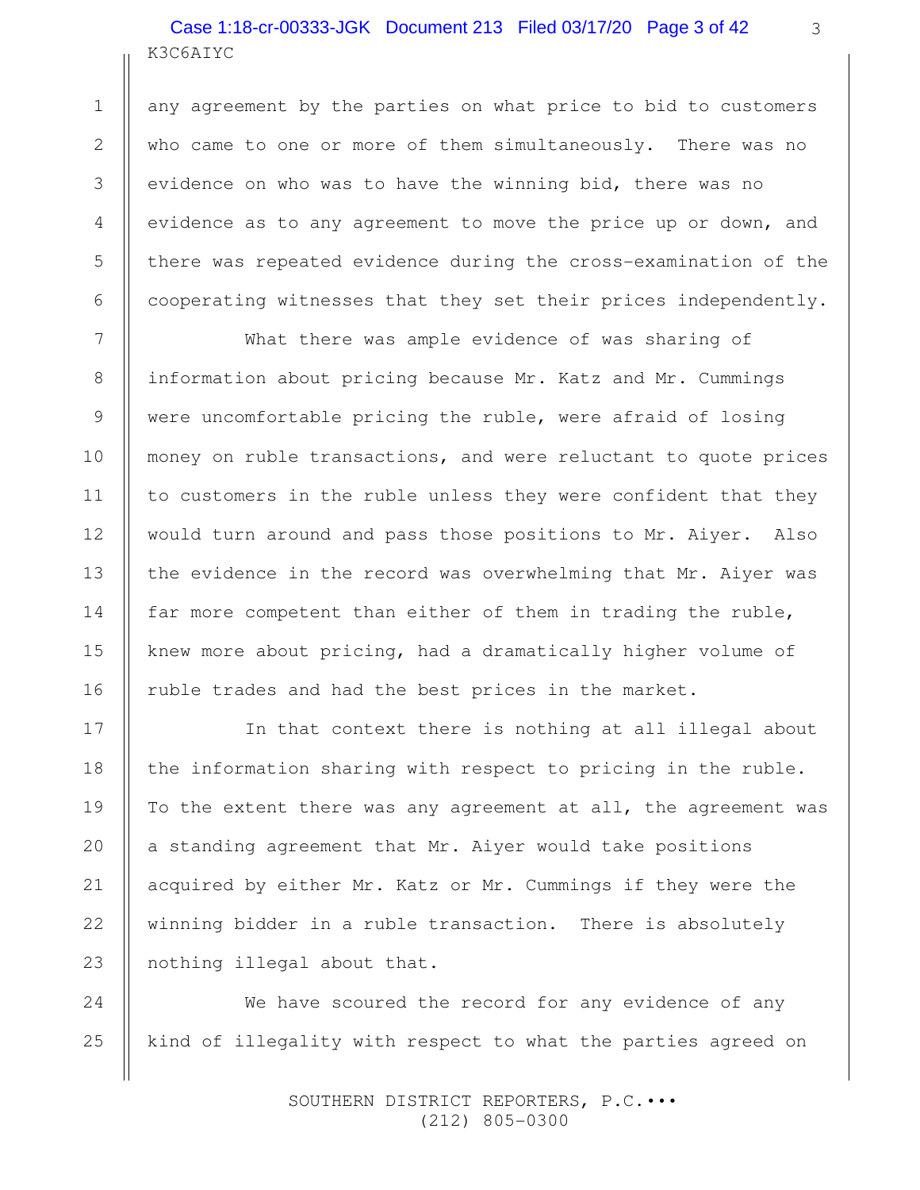any agreement by the parties on what price to bid to customers who came to one or more of them simultaneously. There was no evidence on who was to have the winning bid, there was no evidence as to any agreement to move the price up or down, and there was repeated evidence during the cross-examination of the cooperating witnesses that they set their prices independently.

What there was ample evidence of was sharing of information about pricing because Mr. Katz and Mr. Cummings were uncomfortable pricing the ruble, were afraid of losing money on ruble transactions, and were reluctant to quote prices to customers in the ruble unless they were confident that they would turn around and pass those positions to Mr. Aiyer. Also the evidence in the record was overwhelming that Mr. Aiyer was far more competent than either of them in trading the ruble, knew more about pricing, had a dramatically higher volume of ruble trades and had the best prices in the market.

In that context there is nothing at all illegal about the information sharing with respect to pricing in the ruble. To the extent there was any agreement at all, the agreement was a standing agreement that Mr. Aiyer would take positions acquired by either Mr. Katz or Mr. Cummings if they were the winning bidder in a ruble transaction. There is absolutely nothing illegal about that.

We have scoured the record for any evidence of any kind of illegality with respect to what the parties agreed on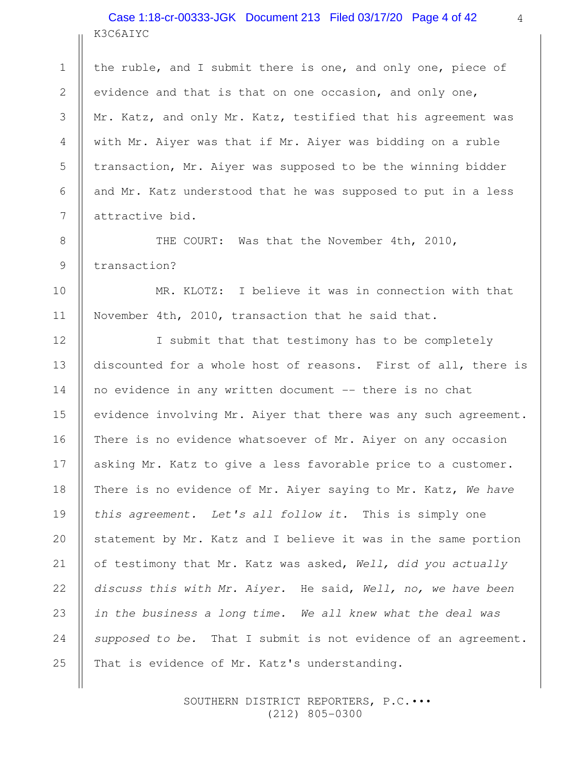the ruble, and I submit there is one, and only one, piece of evidence and that is that on one occasion, and only one, Mr. Katz, and only Mr. Katz, testified that his agreement was with Mr. Aiyer was that if Mr. Aiyer was bidding on a ruble transaction, Mr. Aiyer was supposed to be the winning bidder and Mr. Katz understood that he was supposed to put in a less attractive bid.

THE COURT: Was that the November 4th, 2010, transaction?

MR. KLOTZ: I believe it was in connection with that November 4th, 2010, transaction that he said that.

I submit that that testimony has to be completely discounted for a whole host of reasons. First of all, there is no evidence in any written document -- there is no chat evidence involving Mr. Aiyer that there was any such agreement. There is no evidence whatsoever of Mr. Aiyer on any occasion asking Mr. Katz to give a less favorable price to a customer. There is no evidence of Mr. Aiyer saying to Mr. Katz, *We have this agreement. Let's all follow it.* This is simply one statement by Mr. Katz and I believe it was in the same portion of testimony that Mr. Katz was asked, *Well, did you actually discuss this with Mr. Aiyer.* He said, *Well, no, we have been in the business a long time. We all knew what the deal was supposed to be.* That I submit is not evidence of an agreement. That is evidence of Mr. Katz's understanding.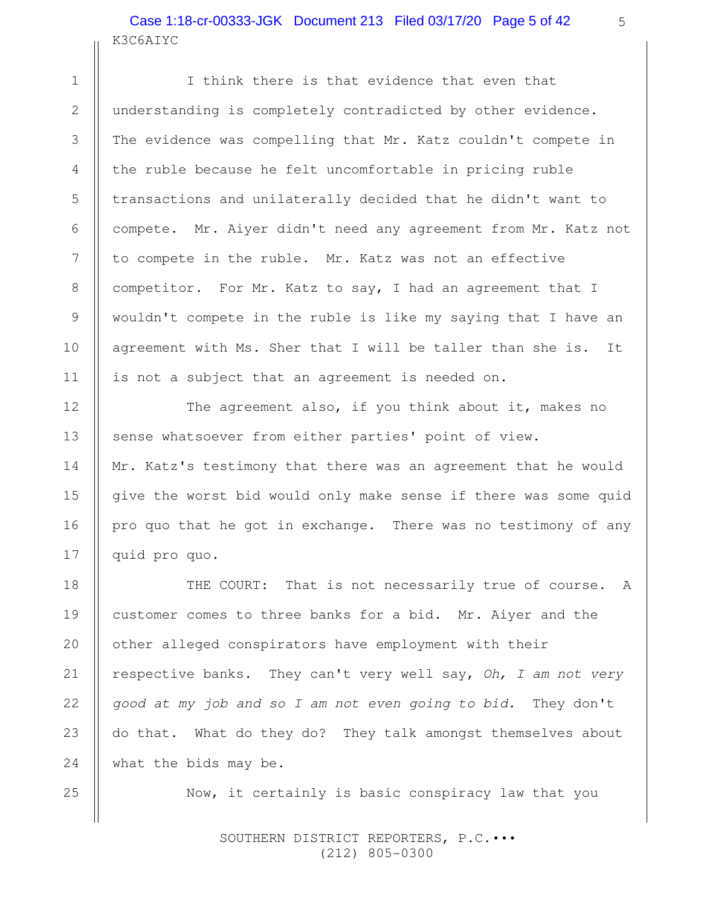I think there is that evidence that even that understanding is completely contradicted by other evidence. The evidence was compelling that Mr. Katz couldn't compete in the ruble because he felt uncomfortable in pricing ruble transactions and unilaterally decided that he didn't want to compete. Mr. Aiyer didn't need any agreement from Mr. Katz not to compete in the ruble. Mr. Katz was not an effective competitor. For Mr. Katz to say, I had an agreement that I wouldn't compete in the ruble is like my saying that I have an agreement with Ms. Sher that I will be taller than she is. It is not a subject that an agreement is needed on.

The agreement also, if you think about it, makes no sense whatsoever from either parties' point of view. Mr. Katz's testimony that there was an agreement that he would give the worst bid would only make sense if there was some quid pro quo that he got in exchange. There was no testimony of any quid pro quo.

THE COURT: That is not necessarily true of course. A customer comes to three banks for a bid. Mr. Aiyer and the other alleged conspirators have employment with their respective banks. They can't very well say, *Oh, I am not very good at my job and so I am not even going to bid.* They don't do that. What do they do? They talk amongst themselves about what the bids may be.

Now, it certainly is basic conspiracy law that you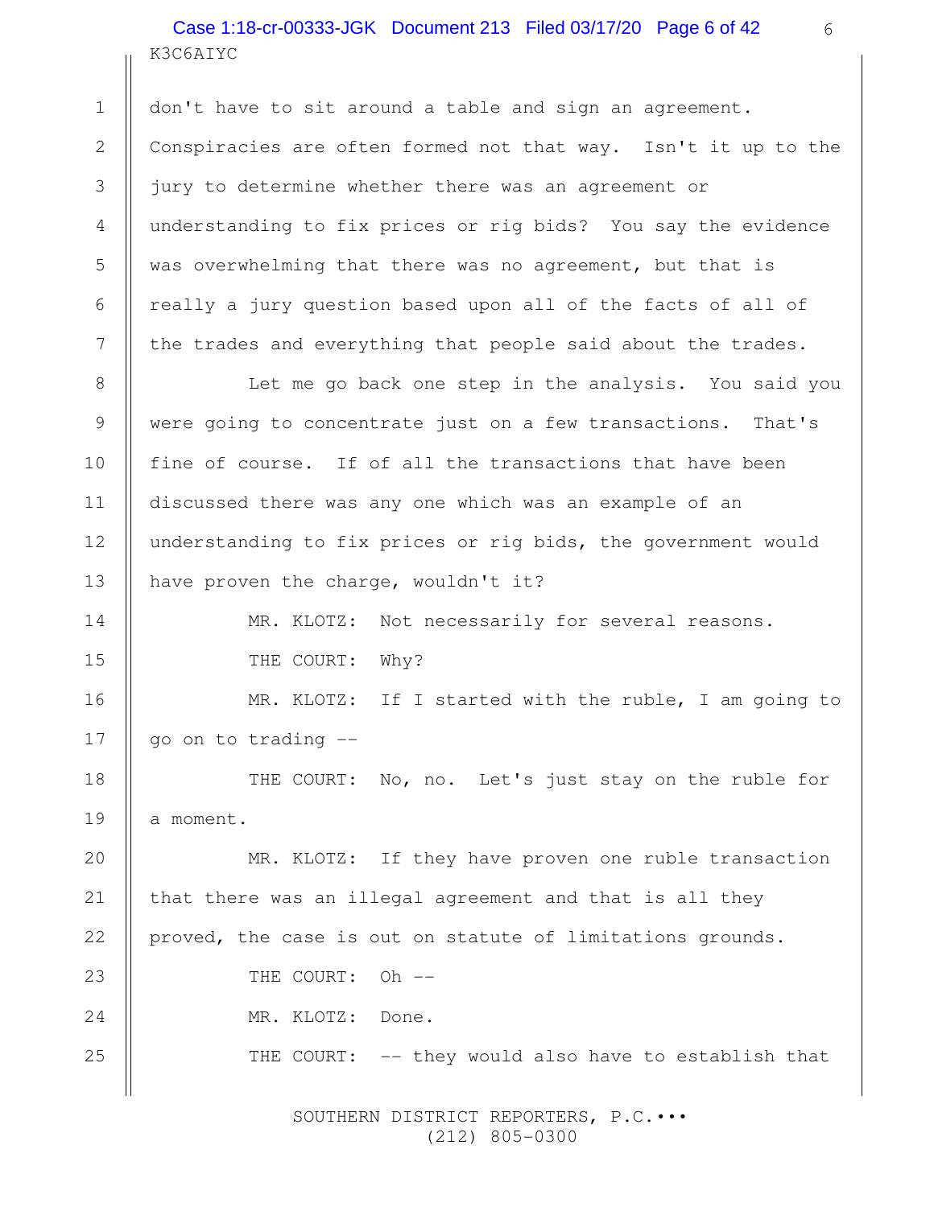don't have to sit around a table and sign an agreement. Conspiracies are often formed not that way. Isn't it up to the jury to determine whether there was an agreement or understanding to fix prices or rig bids? You say the evidence was overwhelming that there was no agreement, but that is really a jury question based upon all of the facts of all of the trades and everything that people said about the trades.

Let me go back one step in the analysis. You said you were going to concentrate just on a few transactions. That's fine of course. If of all the transactions that have been discussed there was any one which was an example of an understanding to fix prices or rig bids, the government would have proven the charge, wouldn't it?

MR. KLOTZ: Not necessarily for several reasons.

THE COURT: Why?

MR. KLOTZ: If I started with the ruble, I am going to go on to trading --

THE COURT: No, no. Let's just stay on the ruble for a moment.

MR. KLOTZ: If they have proven one ruble transaction that there was an illegal agreement and that is all they proved, the case is out on statute of limitations grounds.

THE COURT: Oh --

MR. KLOTZ: Done.

THE COURT: -- they would also have to establish that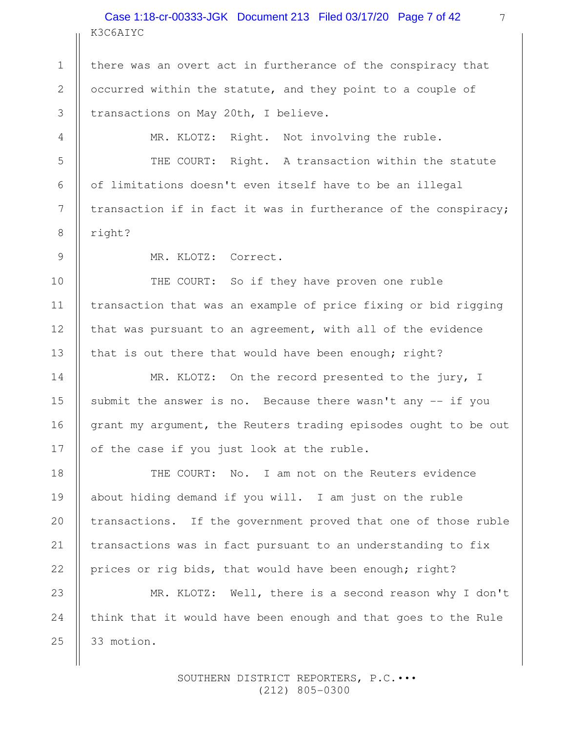there was an overt act in furtherance of the conspiracy that occurred within the statute, and they point to a couple of transactions on May 20th, I believe.

MR. KLOTZ: Right. Not involving the ruble.

THE COURT: Right. A transaction within the statute of limitations doesn't even itself have to be an illegal transaction if in fact it was in furtherance of the conspiracy; right?

MR. KLOTZ: Correct.

THE COURT: So if they have proven one ruble transaction that was an example of price fixing or bid rigging that was pursuant to an agreement, with all of the evidence that is out there that would have been enough; right?

MR. KLOTZ: On the record presented to the jury, I submit the answer is no. Because there wasn't any -- if you grant my argument, the Reuters trading episodes ought to be out of the case if you just look at the ruble.

THE COURT: No. I am not on the Reuters evidence about hiding demand if you will. I am just on the ruble transactions. If the government proved that one of those ruble transactions was in fact pursuant to an understanding to fix prices or rig bids, that would have been enough; right?

MR. KLOTZ: Well, there is a second reason why I don't think that it would have been enough and that goes to the Rule 33 motion.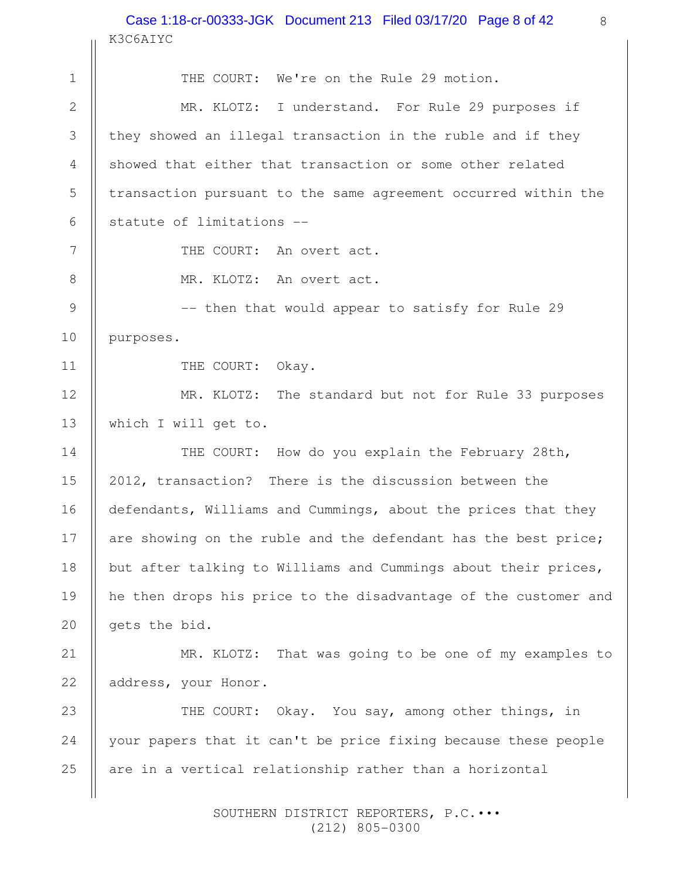THE COURT: We're on the Rule 29 motion.

MR. KLOTZ: I understand. For Rule 29 purposes if they showed an illegal transaction in the ruble and if they showed that either that transaction or some other related transaction pursuant to the same agreement occurred within the statute of limitations --

THE COURT: An overt act.

MR. KLOTZ: An overt act.

-- then that would appear to satisfy for Rule 29 purposes.

THE COURT: Okay.

MR. KLOTZ: The standard but not for Rule 33 purposes which I will get to.

THE COURT: How do you explain the February 28th, 2012, transaction? There is the discussion between the defendants, Williams and Cummings, about the prices that they are showing on the ruble and the defendant has the best price; but after talking to Williams and Cummings about their prices, he then drops his price to the disadvantage of the customer and gets the bid.

MR. KLOTZ: That was going to be one of my examples to address, your Honor.

THE COURT: Okay. You say, among other things, in your papers that it can't be price fixing because these people are in a vertical relationship rather than a horizontal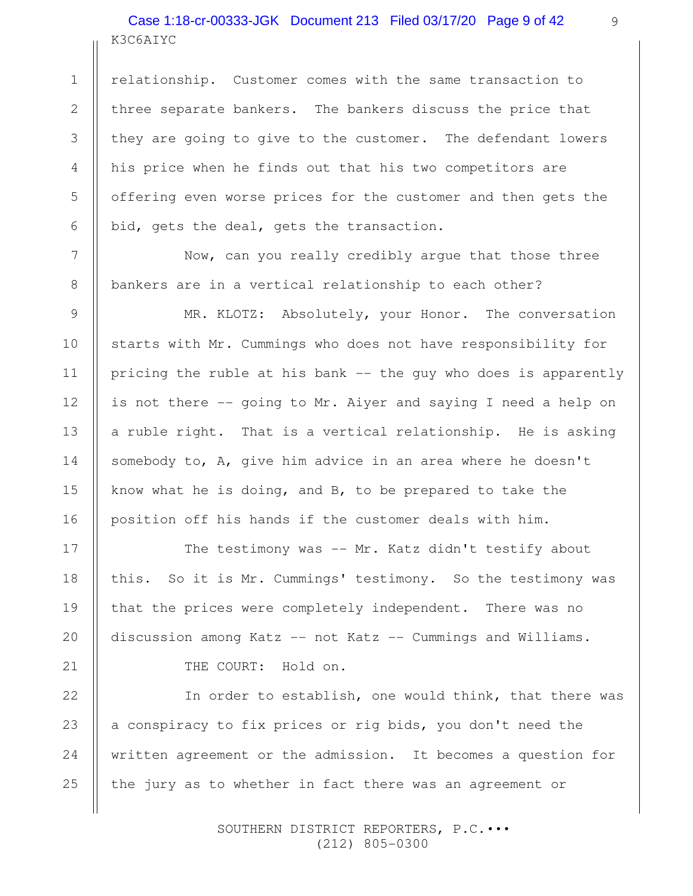relationship. Customer comes with the same transaction to three separate bankers. The bankers discuss the price that they are going to give to the customer. The defendant lowers his price when he finds out that his two competitors are offering even worse prices for the customer and then gets the bid, gets the deal, gets the transaction.

Now, can you really credibly argue that those three bankers are in a vertical relationship to each other?

MR. KLOTZ: Absolutely, your Honor. The conversation starts with Mr. Cummings who does not have responsibility for pricing the ruble at his bank -- the guy who does is apparently is not there -- going to Mr. Aiyer and saying I need a help on a ruble right. That is a vertical relationship. He is asking somebody to, A, give him advice in an area where he doesn't know what he is doing, and B, to be prepared to take the position off his hands if the customer deals with him.

The testimony was -- Mr. Katz didn't testify about this. So it is Mr. Cummings' testimony. So the testimony was that the prices were completely independent. There was no discussion among Katz -- not Katz -- Cummings and Williams.

THE COURT: Hold on.

In order to establish, one would think, that there was a conspiracy to fix prices or rig bids, you don't need the written agreement or the admission. It becomes a question for the jury as to whether in fact there was an agreement or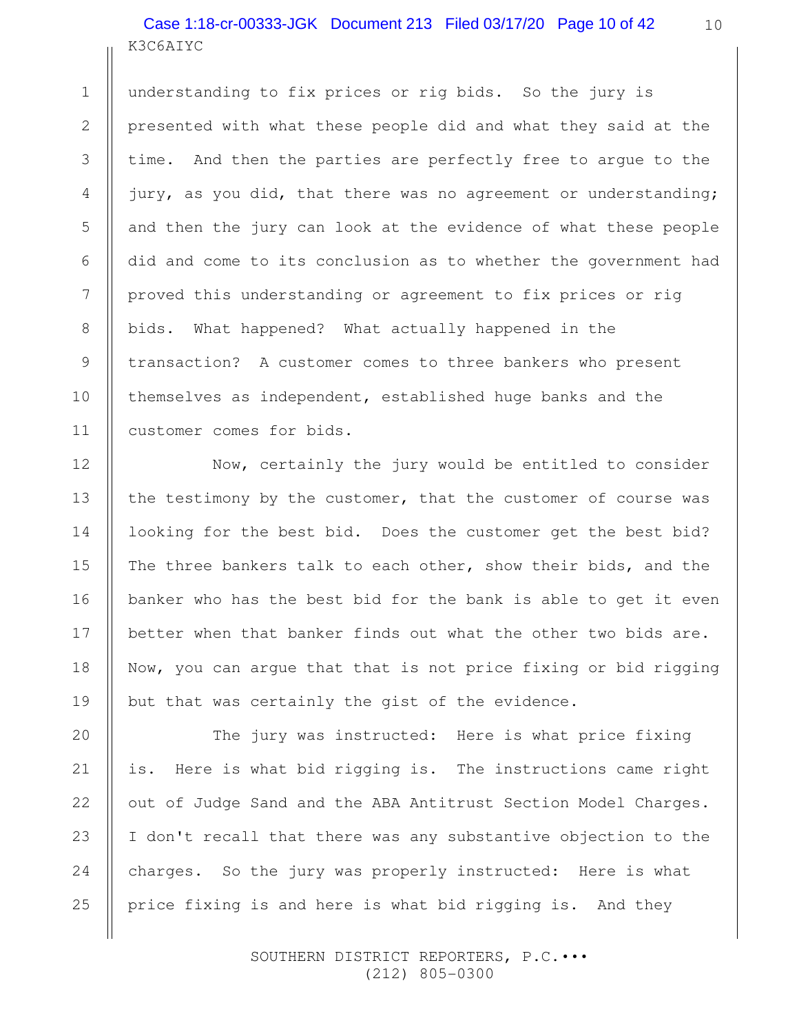understanding to fix prices or rig bids. So the jury is presented with what these people did and what they said at the time. And then the parties are perfectly free to argue to the jury, as you did, that there was no agreement or understanding; and then the jury can look at the evidence of what these people did and come to its conclusion as to whether the government had proved this understanding or agreement to fix prices or rig bids. What happened? What actually happened in the transaction? A customer comes to three bankers who present themselves as independent, established huge banks and the customer comes for bids.

Now, certainly the jury would be entitled to consider the testimony by the customer, that the customer of course was looking for the best bid. Does the customer get the best bid? The three bankers talk to each other, show their bids, and the banker who has the best bid for the bank is able to get it even better when that banker finds out what the other two bids are. Now, you can argue that that is not price fixing or bid rigging but that was certainly the gist of the evidence.

The jury was instructed: Here is what price fixing is. Here is what bid rigging is. The instructions came right out of Judge Sand and the ABA Antitrust Section Model Charges. I don't recall that there was any substantive objection to the charges. So the jury was properly instructed: Here is what price fixing is and here is what bid rigging is. And they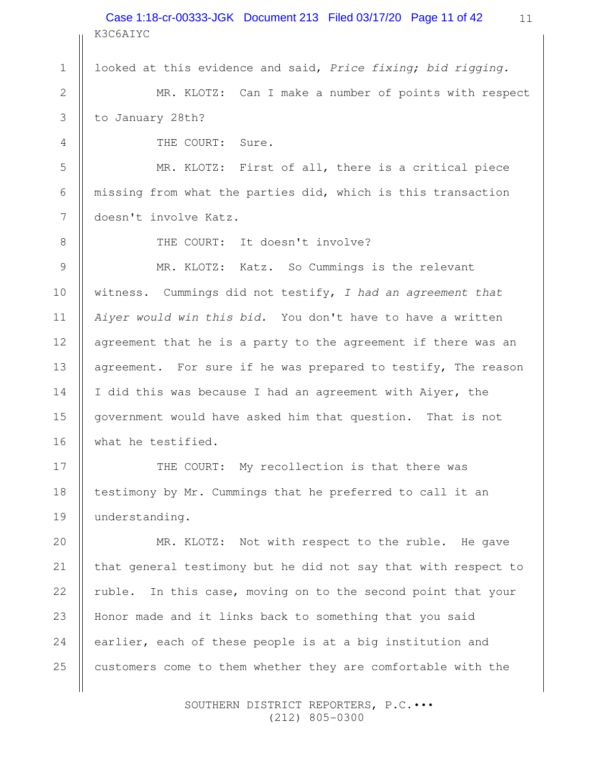looked at this evidence and said, *Price fixing; bid rigging.*

MR. KLOTZ: Can I make a number of points with respect to January 28th?

THE COURT: Sure.

MR. KLOTZ: First of all, there is a critical piece missing from what the parties did, which is this transaction doesn't involve Katz.

THE COURT: It doesn't involve?

MR. KLOTZ: Katz. So Cummings is the relevant witness. Cummings did not testify, *I had an agreement that Aiyer would win this bid.* You don't have to have a written agreement that he is a party to the agreement if there was an agreement. For sure if he was prepared to testify, The reason I did this was because I had an agreement with Aiyer, the government would have asked him that question. That is not what he testified.

THE COURT: My recollection is that there was testimony by Mr. Cummings that he preferred to call it an understanding.

MR. KLOTZ: Not with respect to the ruble. He gave that general testimony but he did not say that with respect to ruble. In this case, moving on to the second point that your Honor made and it links back to something that you said earlier, each of these people is at a big institution and customers come to them whether they are comfortable with the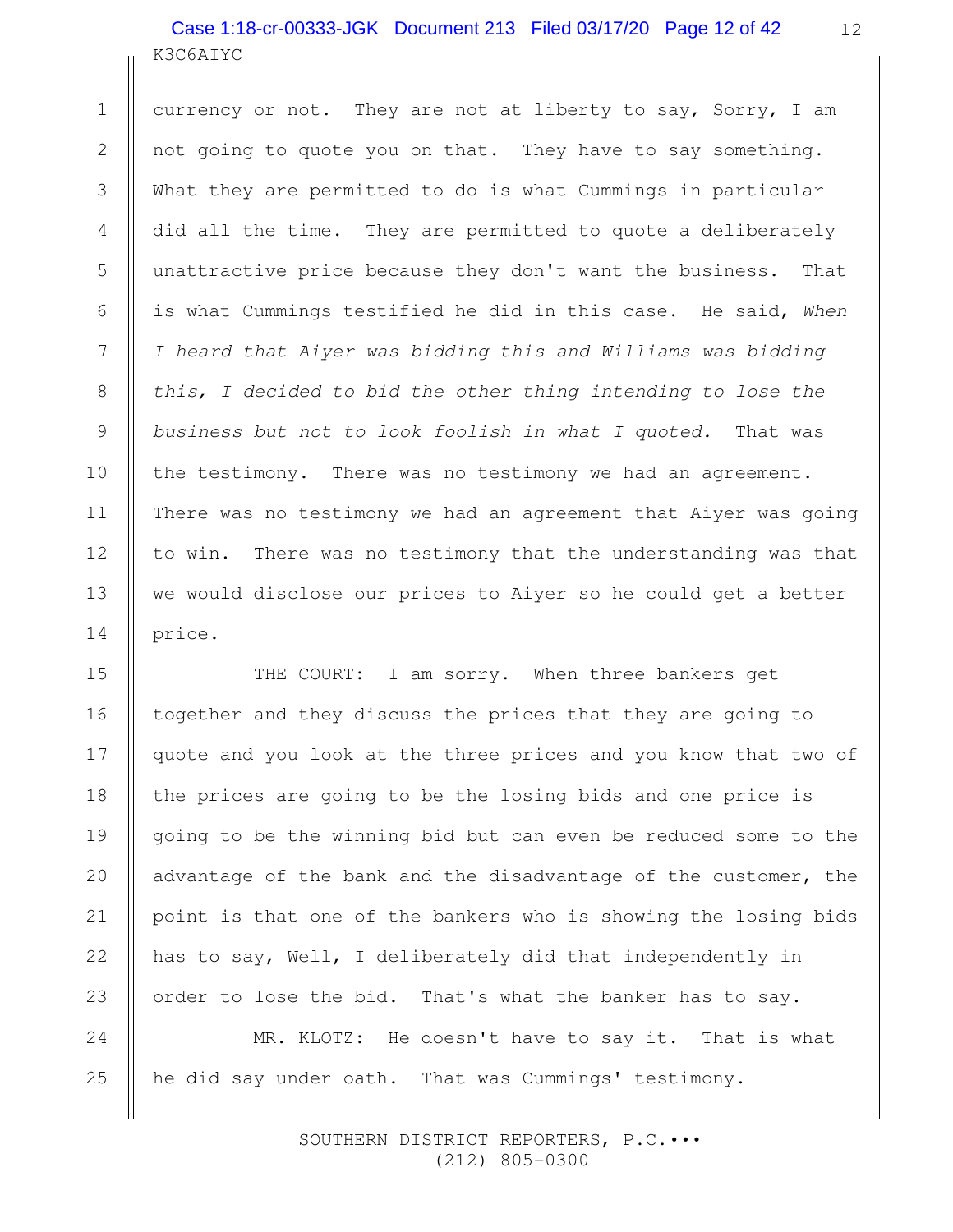currency or not. They are not at liberty to say, Sorry, I am not going to quote you on that. They have to say something. What they are permitted to do is what Cummings in particular did all the time. They are permitted to quote a deliberately unattractive price because they don't want the business. That is what Cummings testified he did in this case. He said, *When I heard that Aiyer was bidding this and Williams was bidding this, I decided to bid the other thing intending to lose the business but not to look foolish in what I quoted.* That was the testimony. There was no testimony we had an agreement. There was no testimony we had an agreement that Aiyer was going to win. There was no testimony that the understanding was that we would disclose our prices to Aiyer so he could get a better price.

THE COURT: I am sorry. When three bankers get together and they discuss the prices that they are going to quote and you look at the three prices and you know that two of the prices are going to be the losing bids and one price is going to be the winning bid but can even be reduced some to the advantage of the bank and the disadvantage of the customer, the point is that one of the bankers who is showing the losing bids has to say, Well, I deliberately did that independently in order to lose the bid. That's what the banker has to say.

MR. KLOTZ: He doesn't have to say it. That is what he did say under oath. That was Cummings' testimony.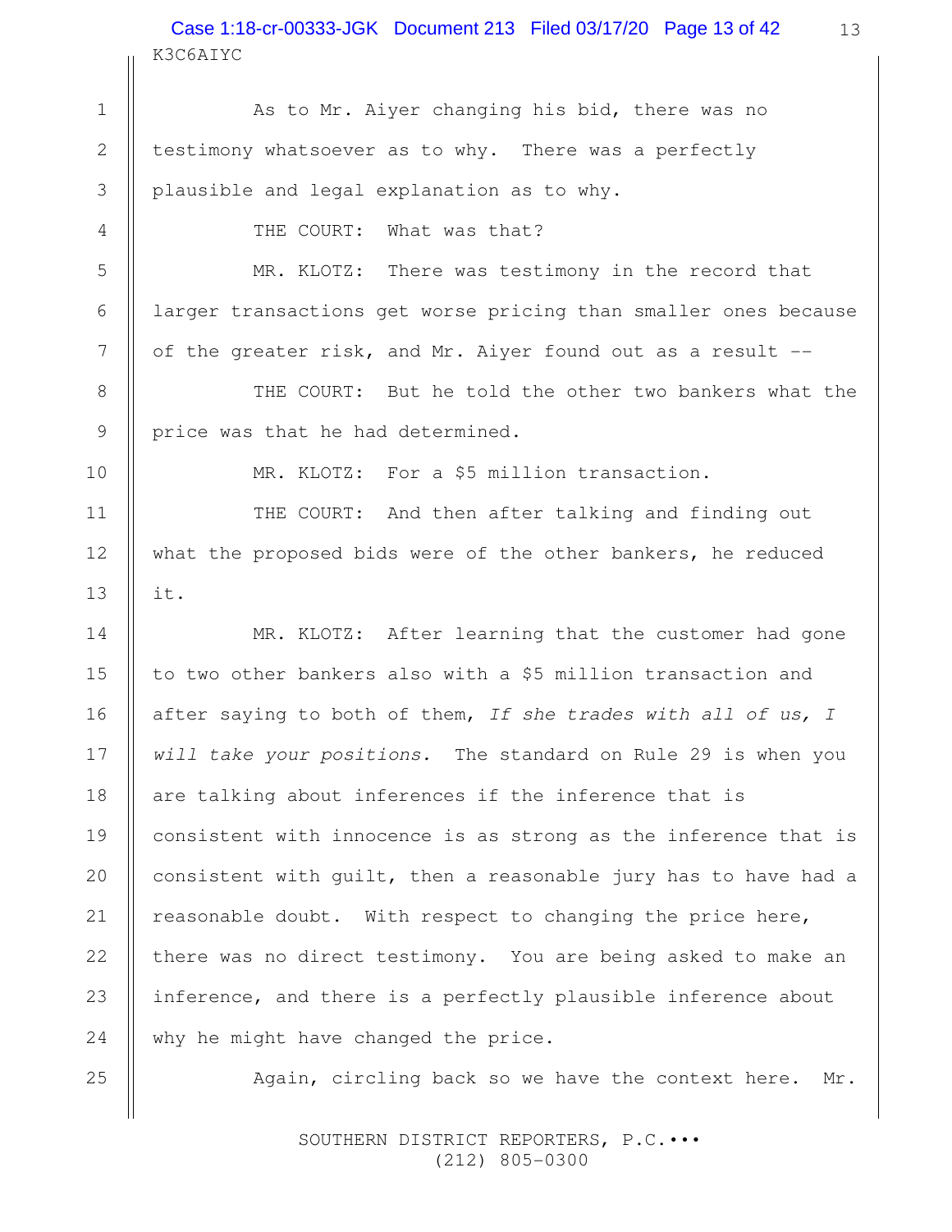As to Mr. Aiyer changing his bid, there was no testimony whatsoever as to why. There was a perfectly plausible and legal explanation as to why.

THE COURT: What was that?

MR. KLOTZ: There was testimony in the record that larger transactions get worse pricing than smaller ones because of the greater risk, and Mr. Aiyer found out as a result --

THE COURT: But he told the other two bankers what the price was that he had determined.

MR. KLOTZ: For a $5 million transaction.

THE COURT: And then after talking and finding out what the proposed bids were of the other bankers, he reduced it.

MR. KLOTZ: After learning that the customer had gone to two other bankers also with a $5 million transaction and after saying to both of them, *If she trades with all of us, I will take your positions.* The standard on Rule 29 is when you are talking about inferences if the inference that is consistent with innocence is as strong as the inference that is consistent with guilt, then a reasonable jury has to have had a reasonable doubt. With respect to changing the price here, there was no direct testimony. You are being asked to make an inference, and there is a perfectly plausible inference about why he might have changed the price.

Again, circling back so we have the context here. Mr.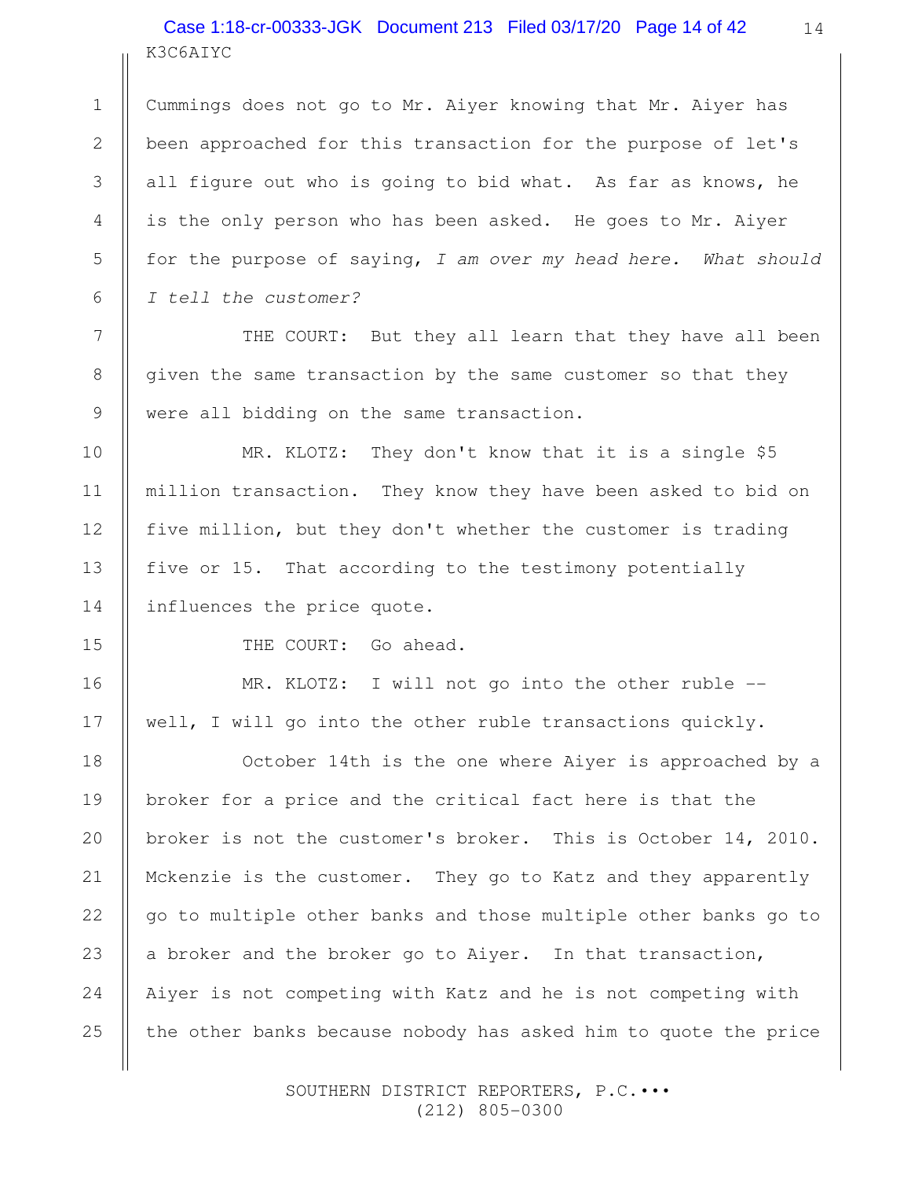Cummings does not go to Mr. Aiyer knowing that Mr. Aiyer has been approached for this transaction for the purpose of let's all figure out who is going to bid what. As far as knows, he is the only person who has been asked. He goes to Mr. Aiyer for the purpose of saying, *I am over my head here. What should I tell the customer?*

THE COURT: But they all learn that they have all been given the same transaction by the same customer so that they were all bidding on the same transaction.

MR. KLOTZ: They don't know that it is a single $5 million transaction. They know they have been asked to bid on five million, but they don't whether the customer is trading five or 15. That according to the testimony potentially influences the price quote.

THE COURT: Go ahead.

MR. KLOTZ: I will not go into the other ruble -- well, I will go into the other ruble transactions quickly.

October 14th is the one where Aiyer is approached by a broker for a price and the critical fact here is that the broker is not the customer's broker. This is October 14, 2010. Mckenzie is the customer. They go to Katz and they apparently go to multiple other banks and those multiple other banks go to a broker and the broker go to Aiyer. In that transaction, Aiyer is not competing with Katz and he is not competing with the other banks because nobody has asked him to quote the price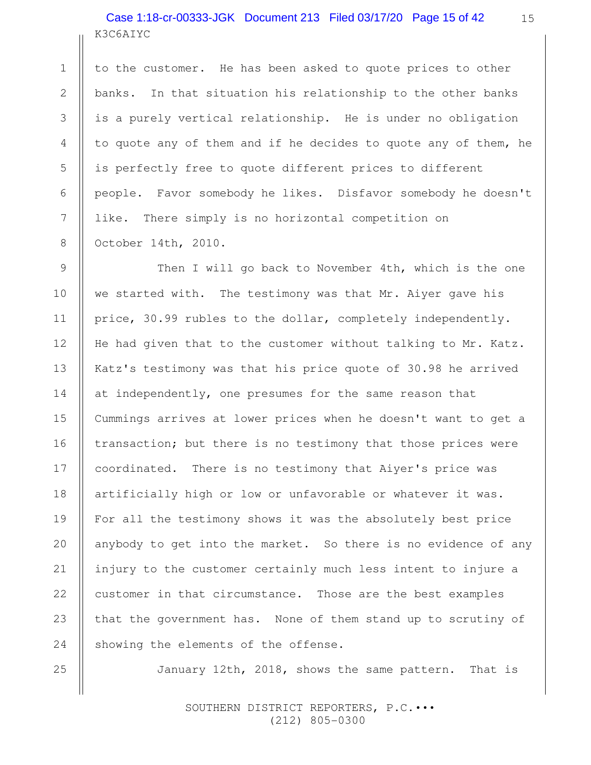to the customer. He has been asked to quote prices to other banks. In that situation his relationship to the other banks is a purely vertical relationship. He is under no obligation to quote any of them and if he decides to quote any of them, he is perfectly free to quote different prices to different people. Favor somebody he likes. Disfavor somebody he doesn't like. There simply is no horizontal competition on October 14th, 2010.

Then I will go back to November 4th, which is the one we started with. The testimony was that Mr. Aiyer gave his price, 30.99 rubles to the dollar, completely independently. He had given that to the customer without talking to Mr. Katz. Katz's testimony was that his price quote of 30.98 he arrived at independently, one presumes for the same reason that Cummings arrives at lower prices when he doesn't want to get a transaction; but there is no testimony that those prices were coordinated. There is no testimony that Aiyer's price was artificially high or low or unfavorable or whatever it was. For all the testimony shows it was the absolutely best price anybody to get into the market. So there is no evidence of any injury to the customer certainly much less intent to injure a customer in that circumstance. Those are the best examples that the government has. None of them stand up to scrutiny of showing the elements of the offense.

January 12th, 2018, shows the same pattern. That is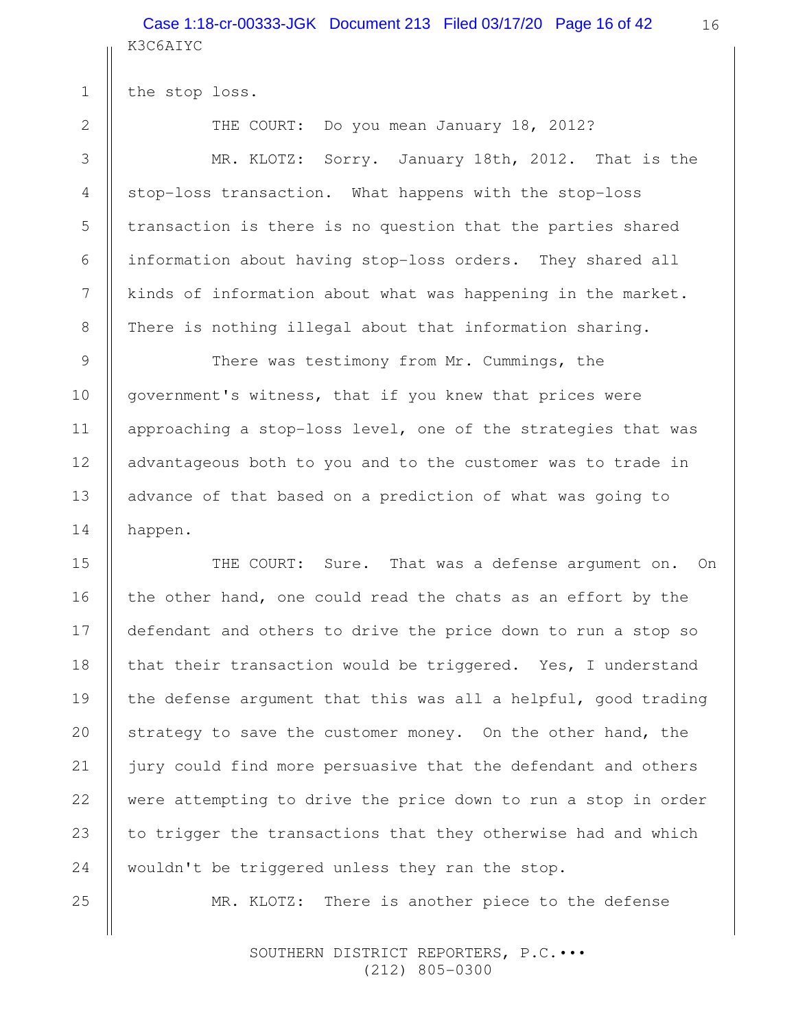the stop loss.

THE COURT: Do you mean January 18, 2012?

MR. KLOTZ: Sorry. January 18th, 2012. That is the stop-loss transaction. What happens with the stop-loss transaction is there is no question that the parties shared information about having stop-loss orders. They shared all kinds of information about what was happening in the market. There is nothing illegal about that information sharing.

There was testimony from Mr. Cummings, the government's witness, that if you knew that prices were approaching a stop-loss level, one of the strategies that was advantageous both to you and to the customer was to trade in advance of that based on a prediction of what was going to happen.

THE COURT: Sure. That was a defense argument on. On the other hand, one could read the chats as an effort by the defendant and others to drive the price down to run a stop so that their transaction would be triggered. Yes, I understand the defense argument that this was all a helpful, good trading strategy to save the customer money. On the other hand, the jury could find more persuasive that the defendant and others were attempting to drive the price down to run a stop in order to trigger the transactions that they otherwise had and which wouldn't be triggered unless they ran the stop.

MR. KLOTZ: There is another piece to the defense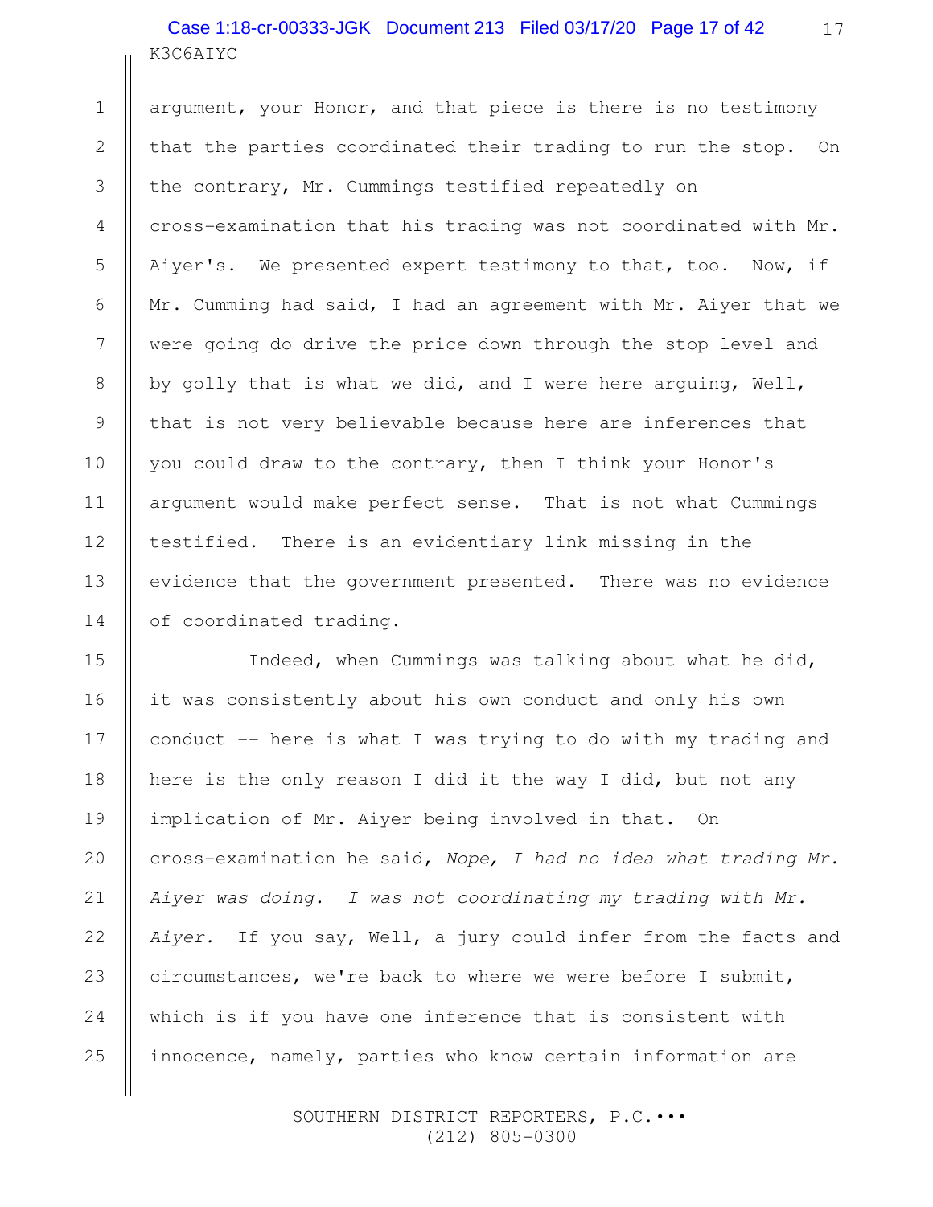argument, your Honor, and that piece is there is no testimony that the parties coordinated their trading to run the stop. On the contrary, Mr. Cummings testified repeatedly on cross-examination that his trading was not coordinated with Mr. Aiyer's. We presented expert testimony to that, too. Now, if Mr. Cumming had said, I had an agreement with Mr. Aiyer that we were going do drive the price down through the stop level and by golly that is what we did, and I were here arguing, Well, that is not very believable because here are inferences that you could draw to the contrary, then I think your Honor's argument would make perfect sense. That is not what Cummings testified. There is an evidentiary link missing in the evidence that the government presented. There was no evidence of coordinated trading.

Indeed, when Cummings was talking about what he did, it was consistently about his own conduct and only his own conduct -- here is what I was trying to do with my trading and here is the only reason I did it the way I did, but not any implication of Mr. Aiyer being involved in that. On cross-examination he said, *Nope, I had no idea what trading Mr. Aiyer was doing. I was not coordinating my trading with Mr. Aiyer.* If you say, Well, a jury could infer from the facts and circumstances, we're back to where we were before I submit, which is if you have one inference that is consistent with innocence, namely, parties who know certain information are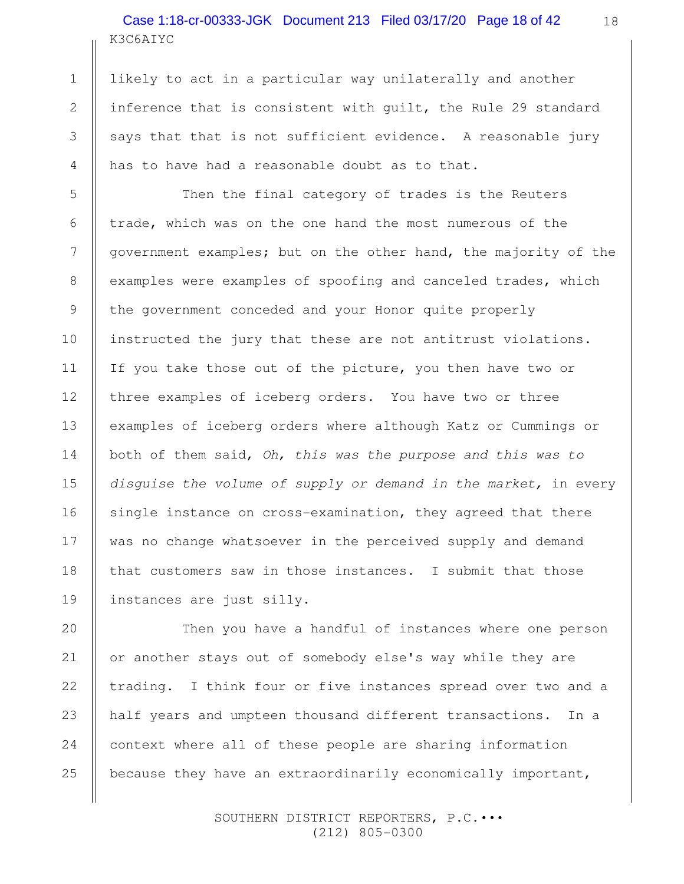likely to act in a particular way unilaterally and another inference that is consistent with guilt, the Rule 29 standard says that that is not sufficient evidence. A reasonable jury has to have had a reasonable doubt as to that.

Then the final category of trades is the Reuters trade, which was on the one hand the most numerous of the government examples; but on the other hand, the majority of the examples were examples of spoofing and canceled trades, which the government conceded and your Honor quite properly instructed the jury that these are not antitrust violations. If you take those out of the picture, you then have two or three examples of iceberg orders. You have two or three examples of iceberg orders where although Katz or Cummings or both of them said, *Oh, this was the purpose and this was to disguise the volume of supply or demand in the market,* in every single instance on cross-examination, they agreed that there was no change whatsoever in the perceived supply and demand that customers saw in those instances. I submit that those instances are just silly.

Then you have a handful of instances where one person or another stays out of somebody else's way while they are trading. I think four or five instances spread over two and a half years and umpteen thousand different transactions. In a context where all of these people are sharing information because they have an extraordinarily economically important,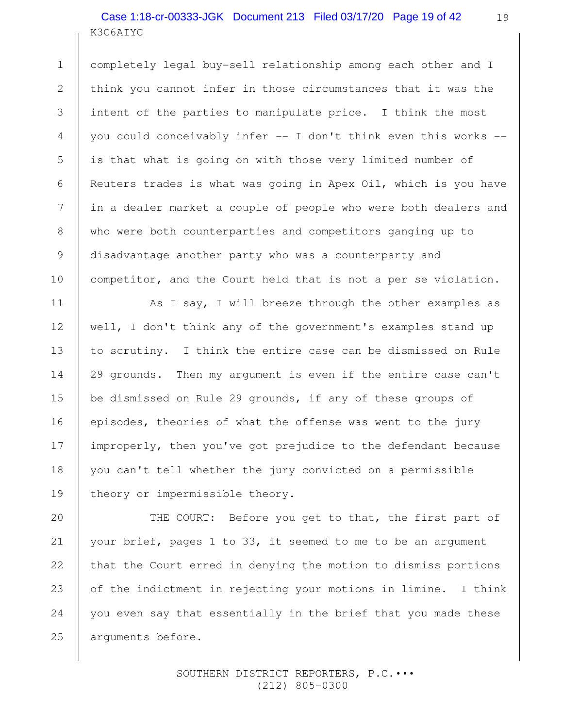completely legal buy-sell relationship among each other and I think you cannot infer in those circumstances that it was the intent of the parties to manipulate price. I think the most you could conceivably infer -- I don't think even this works -- is that what is going on with those very limited number of Reuters trades is what was going in Apex Oil, which is you have in a dealer market a couple of people who were both dealers and who were both counterparties and competitors ganging up to disadvantage another party who was a counterparty and competitor, and the Court held that is not a per se violation.

As I say, I will breeze through the other examples as well, I don't think any of the government's examples stand up to scrutiny. I think the entire case can be dismissed on Rule 29 grounds. Then my argument is even if the entire case can't be dismissed on Rule 29 grounds, if any of these groups of episodes, theories of what the offense was went to the jury improperly, then you've got prejudice to the defendant because you can't tell whether the jury convicted on a permissible theory or impermissible theory.

THE COURT: Before you get to that, the first part of your brief, pages 1 to 33, it seemed to me to be an argument that the Court erred in denying the motion to dismiss portions of the indictment in rejecting your motions in limine. I think you even say that essentially in the brief that you made these arguments before.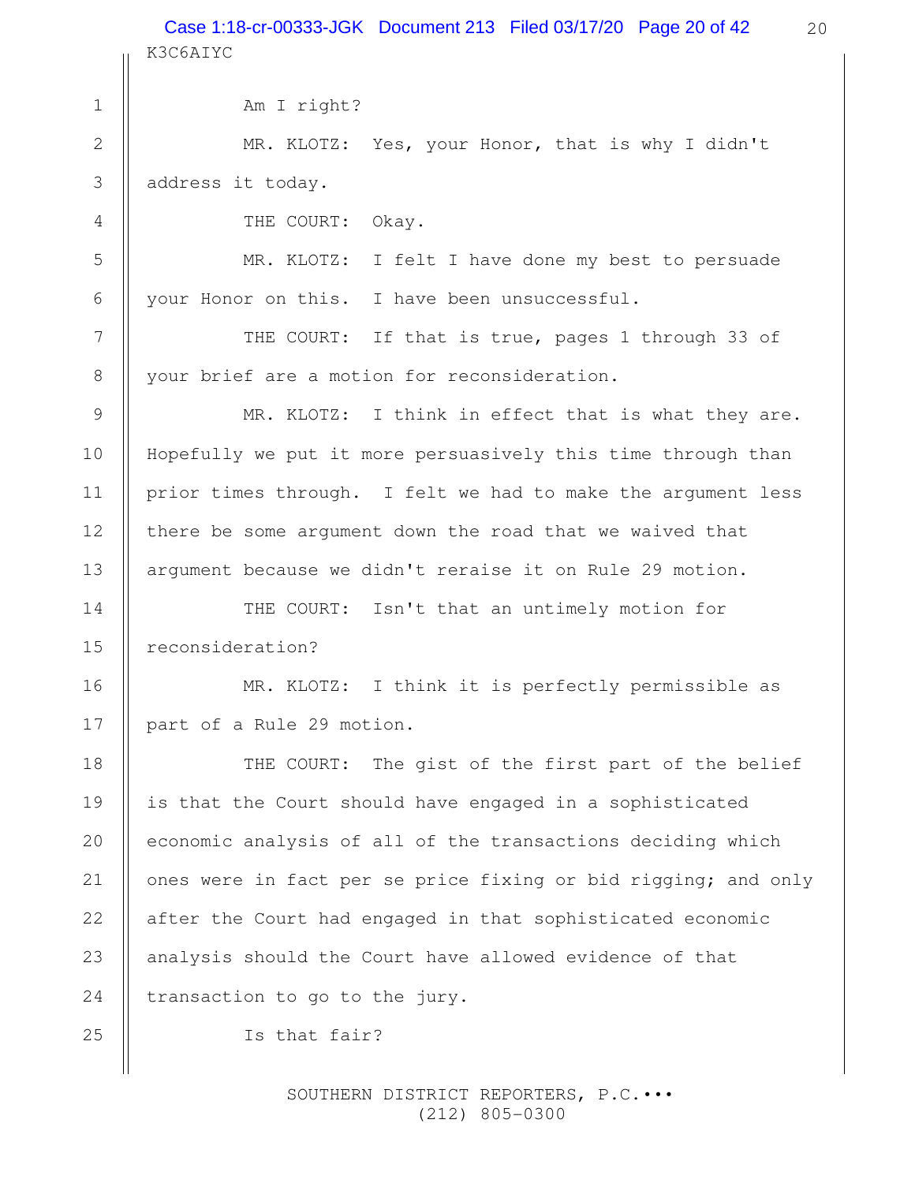Am I right?

MR. KLOTZ: Yes, your Honor, that is why I didn't address it today.

THE COURT: Okay.

MR. KLOTZ: I felt I have done my best to persuade your Honor on this. I have been unsuccessful.

THE COURT: If that is true, pages 1 through 33 of your brief are a motion for reconsideration.

MR. KLOTZ: I think in effect that is what they are. Hopefully we put it more persuasively this time through than prior times through. I felt we had to make the argument less there be some argument down the road that we waived that argument because we didn't reraise it on Rule 29 motion.

THE COURT: Isn't that an untimely motion for reconsideration?

MR. KLOTZ: I think it is perfectly permissible as part of a Rule 29 motion.

THE COURT: The gist of the first part of the belief is that the Court should have engaged in a sophisticated economic analysis of all of the transactions deciding which ones were in fact per se price fixing or bid rigging; and only after the Court had engaged in that sophisticated economic analysis should the Court have allowed evidence of that transaction to go to the jury.

Is that fair?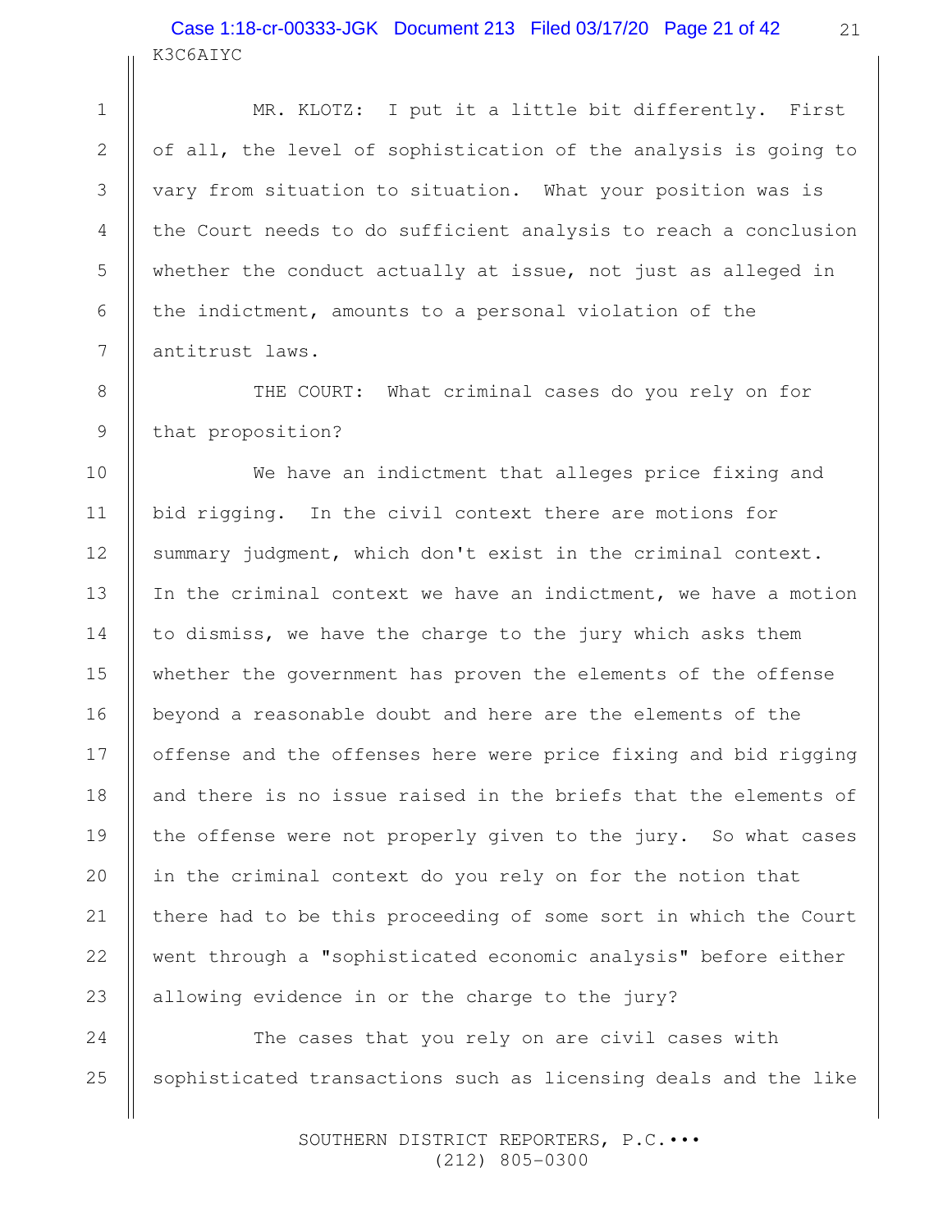MR. KLOTZ: I put it a little bit differently. First of all, the level of sophistication of the analysis is going to vary from situation to situation. What your position was is the Court needs to do sufficient analysis to reach a conclusion whether the conduct actually at issue, not just as alleged in the indictment, amounts to a personal violation of the antitrust laws.

THE COURT: What criminal cases do you rely on for that proposition?

We have an indictment that alleges price fixing and bid rigging. In the civil context there are motions for summary judgment, which don't exist in the criminal context. In the criminal context we have an indictment, we have a motion to dismiss, we have the charge to the jury which asks them whether the government has proven the elements of the offense beyond a reasonable doubt and here are the elements of the offense and the offenses here were price fixing and bid rigging and there is no issue raised in the briefs that the elements of the offense were not properly given to the jury. So what cases in the criminal context do you rely on for the notion that there had to be this proceeding of some sort in which the Court went through a "sophisticated economic analysis" before either allowing evidence in or the charge to the jury?

The cases that you rely on are civil cases with sophisticated transactions such as licensing deals and the like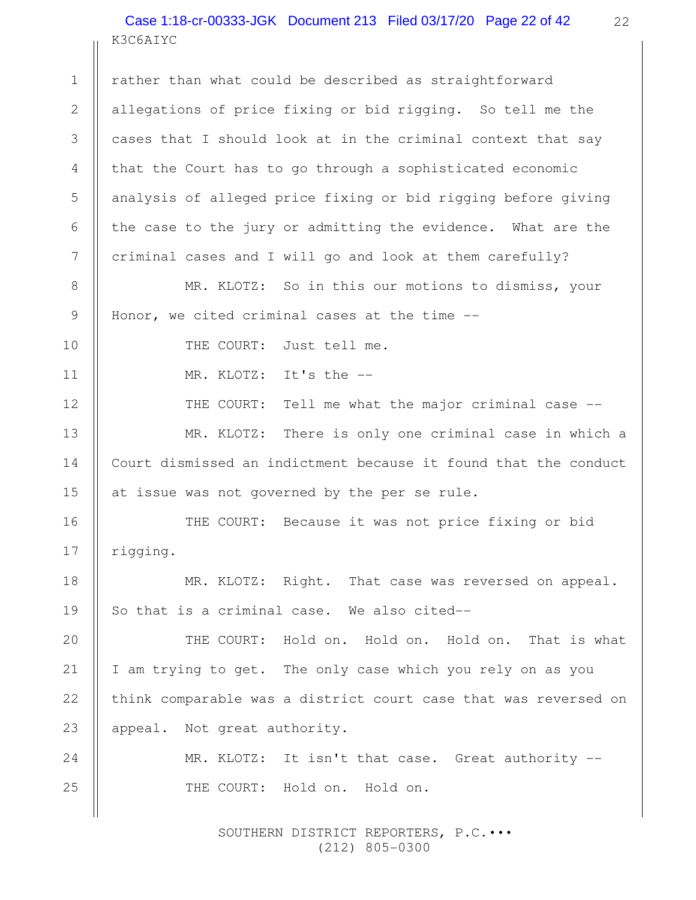rather than what could be described as straightforward allegations of price fixing or bid rigging. So tell me the cases that I should look at in the criminal context that say that the Court has to go through a sophisticated economic analysis of alleged price fixing or bid rigging before giving the case to the jury or admitting the evidence. What are the criminal cases and I will go and look at them carefully?

MR. KLOTZ: So in this our motions to dismiss, your Honor, we cited criminal cases at the time --

THE COURT: Just tell me.

MR. KLOTZ: It's the --

THE COURT: Tell me what the major criminal case --

MR. KLOTZ: There is only one criminal case in which a Court dismissed an indictment because it found that the conduct at issue was not governed by the per se rule.

THE COURT: Because it was not price fixing or bid rigging.

MR. KLOTZ: Right. That case was reversed on appeal. So that is a criminal case. We also cited--

THE COURT: Hold on. Hold on. Hold on. That is what I am trying to get. The only case which you rely on as you think comparable was a district court case that was reversed on appeal. Not great authority.

MR. KLOTZ: It isn't that case. Great authority --

THE COURT: Hold on. Hold on.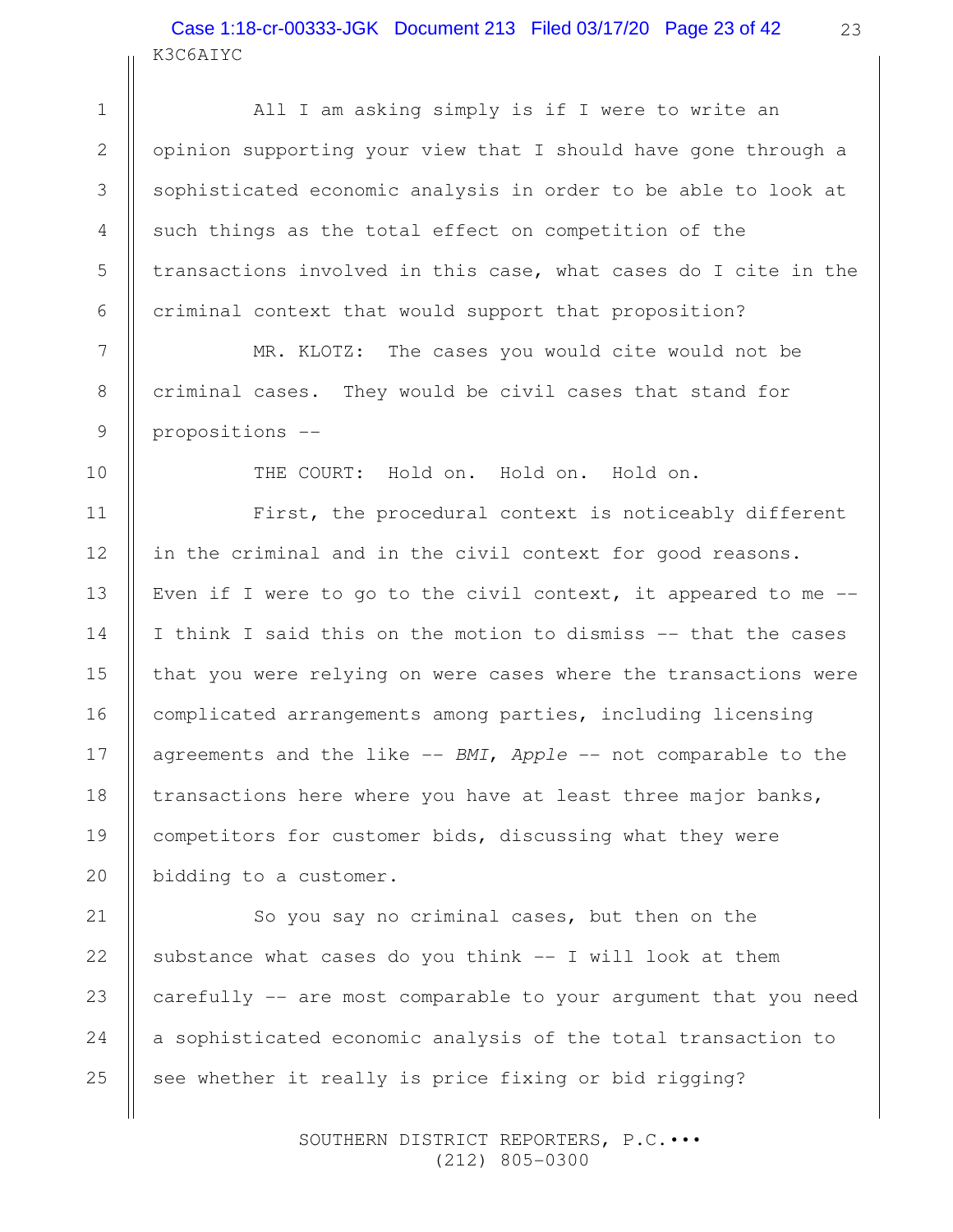All I am asking simply is if I were to write an opinion supporting your view that I should have gone through a sophisticated economic analysis in order to be able to look at such things as the total effect on competition of the transactions involved in this case, what cases do I cite in the criminal context that would support that proposition?

MR. KLOTZ: The cases you would cite would not be criminal cases. They would be civil cases that stand for propositions --

THE COURT: Hold on. Hold on. Hold on.

First, the procedural context is noticeably different in the criminal and in the civil context for good reasons. Even if I were to go to the civil context, it appeared to me -- I think I said this on the motion to dismiss -- that the cases that you were relying on were cases where the transactions were complicated arrangements among parties, including licensing agreements and the like -- *BMI*, *Apple* -- not comparable to the transactions here where you have at least three major banks, competitors for customer bids, discussing what they were bidding to a customer.

So you say no criminal cases, but then on the substance what cases do you think -- I will look at them carefully -- are most comparable to your argument that you need a sophisticated economic analysis of the total transaction to see whether it really is price fixing or bid rigging?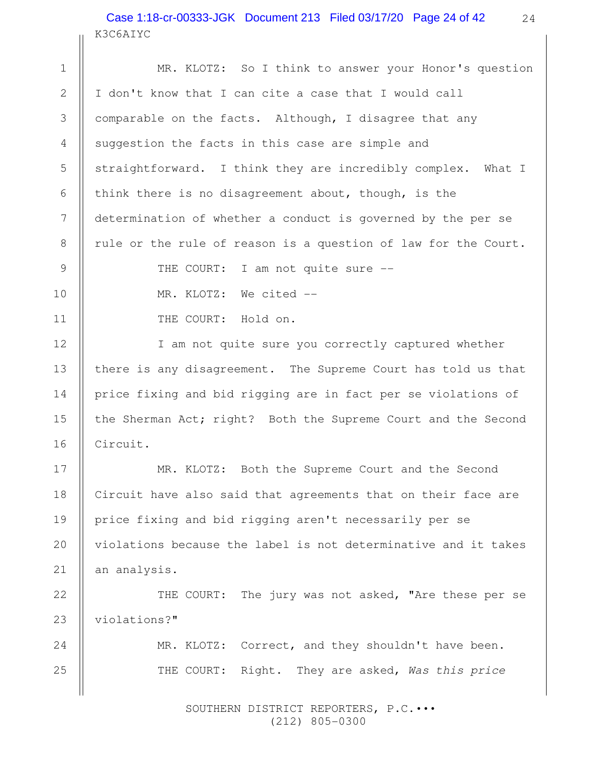MR. KLOTZ: So I think to answer your Honor's question I don't know that I can cite a case that I would call comparable on the facts. Although, I disagree that any suggestion the facts in this case are simple and straightforward. I think they are incredibly complex. What I think there is no disagreement about, though, is the determination of whether a conduct is governed by the per se rule or the rule of reason is a question of law for the Court.

THE COURT: I am not quite sure --

MR. KLOTZ: We cited --

THE COURT: Hold on.

I am not quite sure you correctly captured whether there is any disagreement. The Supreme Court has told us that price fixing and bid rigging are in fact per se violations of the Sherman Act; right? Both the Supreme Court and the Second Circuit.

MR. KLOTZ: Both the Supreme Court and the Second Circuit have also said that agreements that on their face are price fixing and bid rigging aren't necessarily per se violations because the label is not determinative and it takes an analysis.

THE COURT: The jury was not asked, "Are these per se violations?"

MR. KLOTZ: Correct, and they shouldn't have been.

THE COURT: Right. They are asked, *Was this price*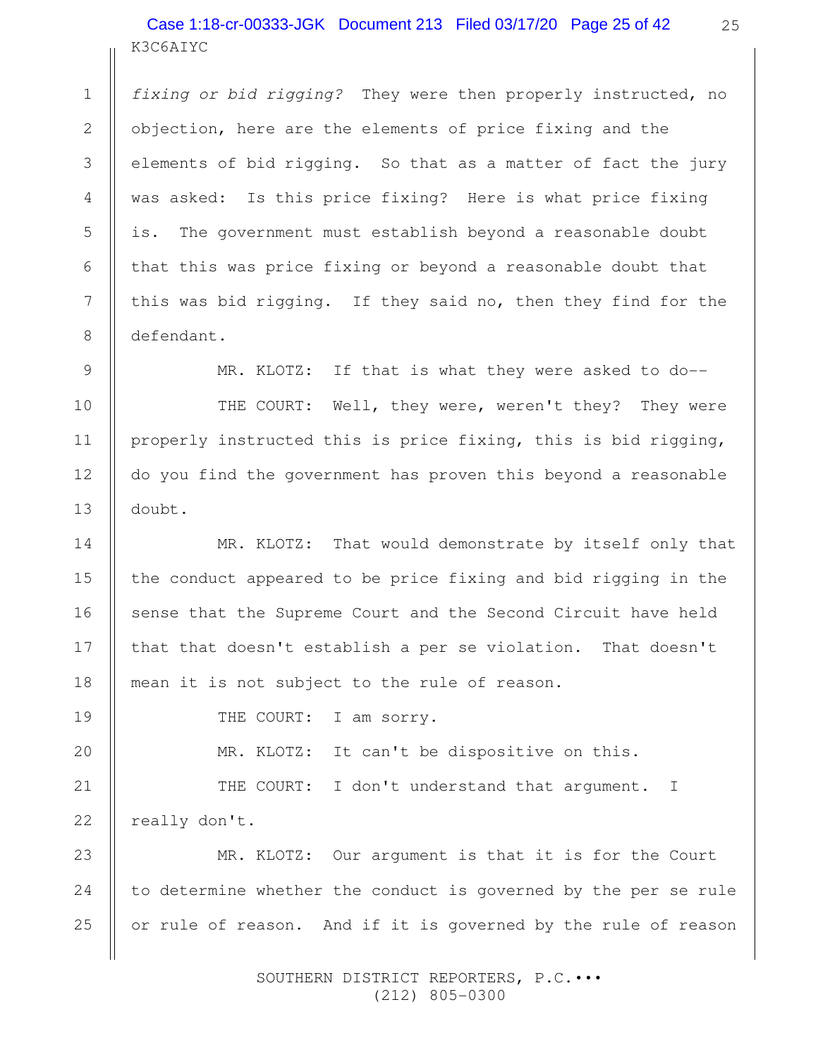*fixing or bid rigging?* They were then properly instructed, no objection, here are the elements of price fixing and the elements of bid rigging. So that as a matter of fact the jury was asked: Is this price fixing? Here is what price fixing is. The government must establish beyond a reasonable doubt that this was price fixing or beyond a reasonable doubt that this was bid rigging. If they said no, then they find for the defendant.

MR. KLOTZ: If that is what they were asked to do--

THE COURT: Well, they were, weren't they? They were properly instructed this is price fixing, this is bid rigging, do you find the government has proven this beyond a reasonable doubt.

MR. KLOTZ: That would demonstrate by itself only that the conduct appeared to be price fixing and bid rigging in the sense that the Supreme Court and the Second Circuit have held that that doesn't establish a per se violation. That doesn't mean it is not subject to the rule of reason.

THE COURT: I am sorry.

MR. KLOTZ: It can't be dispositive on this.

THE COURT: I don't understand that argument. I really don't.

MR. KLOTZ: Our argument is that it is for the Court to determine whether the conduct is governed by the per se rule or rule of reason. And if it is governed by the rule of reason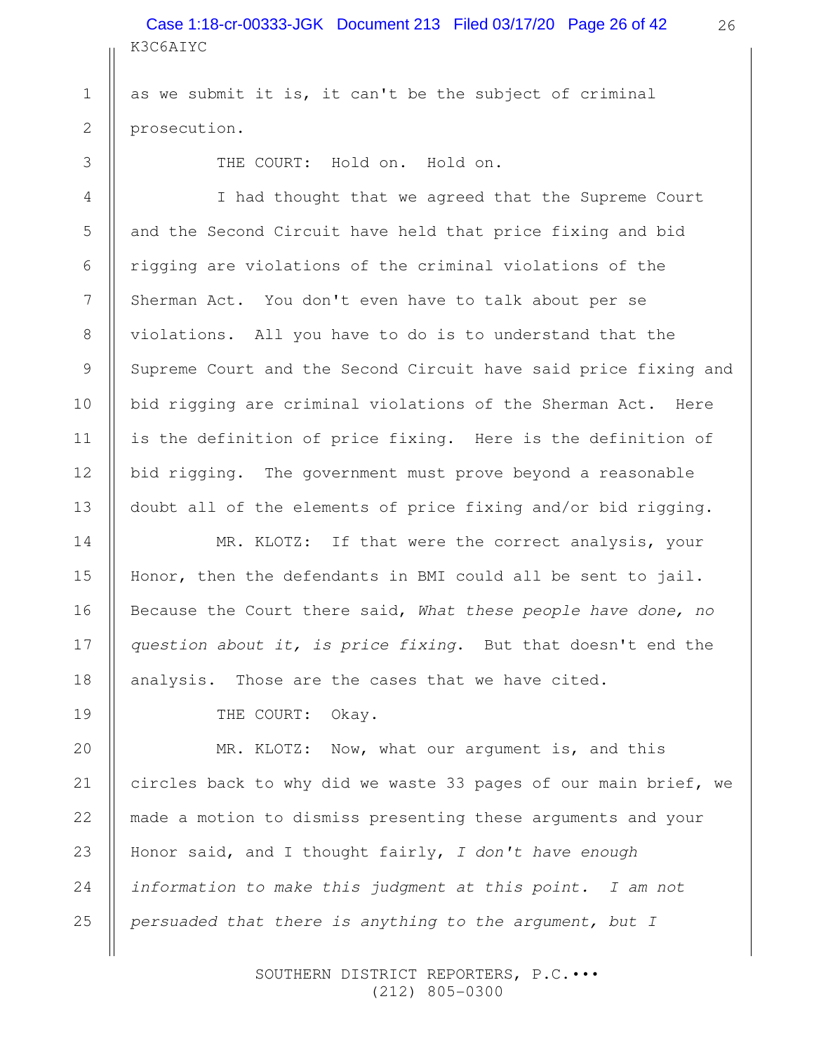K3C6AIYC

as we submit it is, it can't be the subject of criminal prosecution.

THE COURT: Hold on. Hold on.

I had thought that we agreed that the Supreme Court and the Second Circuit have held that price fixing and bid rigging are violations of the criminal violations of the Sherman Act. You don't even have to talk about per se violations. All you have to do is to understand that the Supreme Court and the Second Circuit have said price fixing and bid rigging are criminal violations of the Sherman Act. Here is the definition of price fixing. Here is the definition of bid rigging. The government must prove beyond a reasonable doubt all of the elements of price fixing and/or bid rigging.

MR. KLOTZ: If that were the correct analysis, your Honor, then the defendants in BMI could all be sent to jail. Because the Court there said, *What these people have done, no question about it, is price fixing*. But that doesn't end the analysis. Those are the cases that we have cited.

THE COURT: Okay.

MR. KLOTZ: Now, what our argument is, and this circles back to why did we waste 33 pages of our main brief, we made a motion to dismiss presenting these arguments and your Honor said, and I thought fairly, *I don't have enough information to make this judgment at this point. I am not persuaded that there is anything to the argument, but I*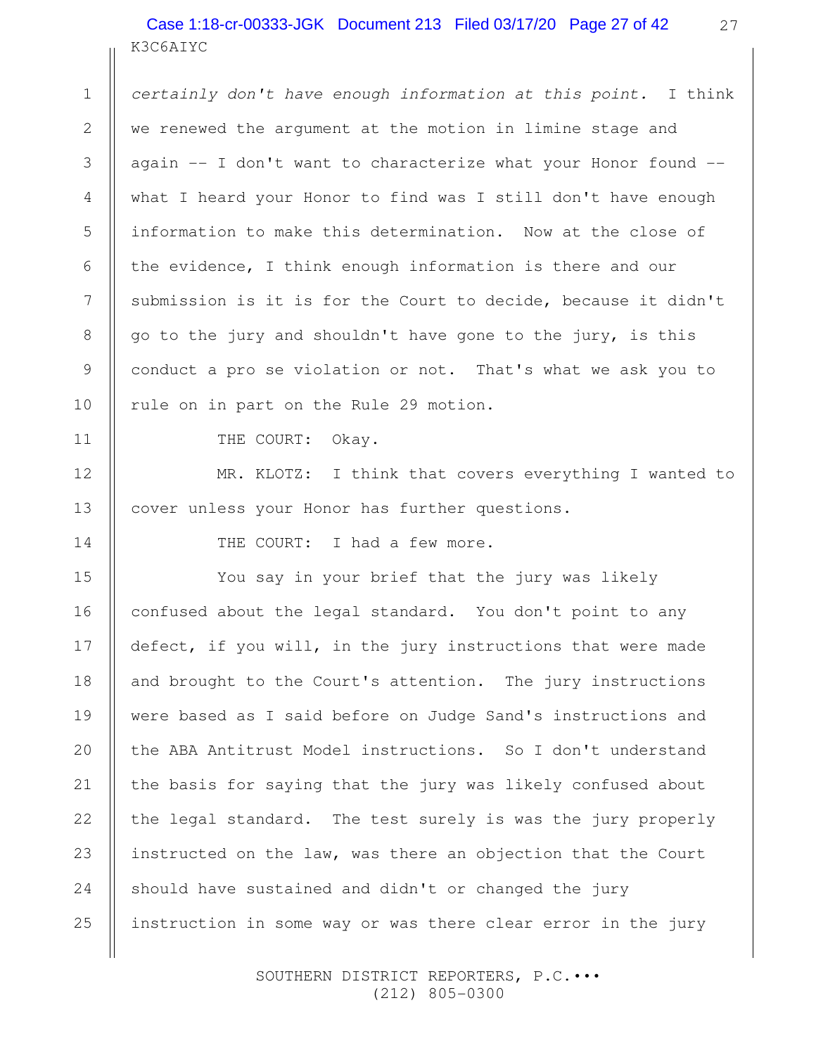*certainly don't have enough information at this point.* I think we renewed the argument at the motion in limine stage and again -- I don't want to characterize what your Honor found -- what I heard your Honor to find was I still don't have enough information to make this determination. Now at the close of the evidence, I think enough information is there and our submission is it is for the Court to decide, because it didn't go to the jury and shouldn't have gone to the jury, is this conduct a pro se violation or not. That's what we ask you to rule on in part on the Rule 29 motion.

THE COURT: Okay.

MR. KLOTZ: I think that covers everything I wanted to cover unless your Honor has further questions.

THE COURT: I had a few more.

You say in your brief that the jury was likely confused about the legal standard. You don't point to any defect, if you will, in the jury instructions that were made and brought to the Court's attention. The jury instructions were based as I said before on Judge Sand's instructions and the ABA Antitrust Model instructions. So I don't understand the basis for saying that the jury was likely confused about the legal standard. The test surely is was the jury properly instructed on the law, was there an objection that the Court should have sustained and didn't or changed the jury instruction in some way or was there clear error in the jury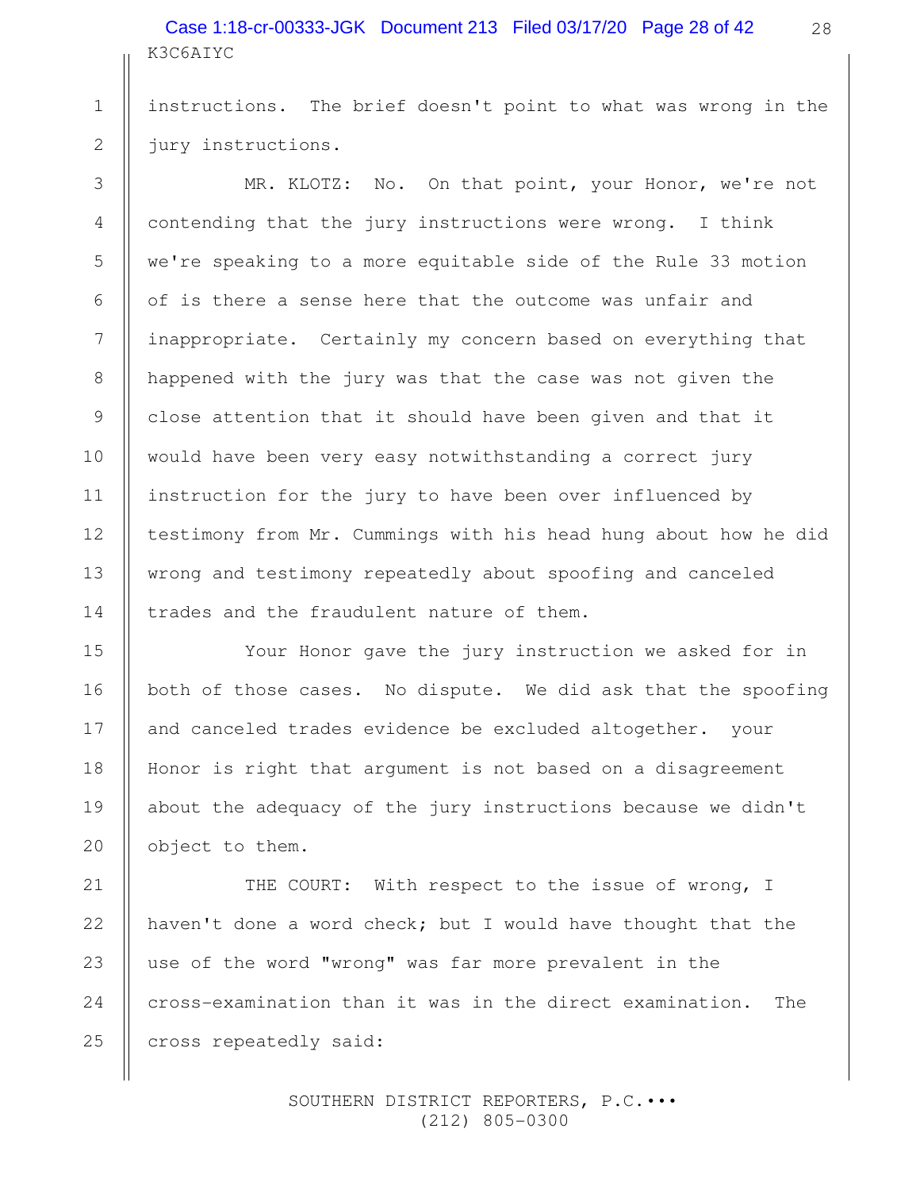instructions. The brief doesn't point to what was wrong in the jury instructions.

MR. KLOTZ: No. On that point, your Honor, we're not contending that the jury instructions were wrong. I think we're speaking to a more equitable side of the Rule 33 motion of is there a sense here that the outcome was unfair and inappropriate. Certainly my concern based on everything that happened with the jury was that the case was not given the close attention that it should have been given and that it would have been very easy notwithstanding a correct jury instruction for the jury to have been over influenced by testimony from Mr. Cummings with his head hung about how he did wrong and testimony repeatedly about spoofing and canceled trades and the fraudulent nature of them.

Your Honor gave the jury instruction we asked for in both of those cases. No dispute. We did ask that the spoofing and canceled trades evidence be excluded altogether. your Honor is right that argument is not based on a disagreement about the adequacy of the jury instructions because we didn't object to them.

THE COURT: With respect to the issue of wrong, I haven't done a word check; but I would have thought that the use of the word "wrong" was far more prevalent in the cross-examination than it was in the direct examination. The cross repeatedly said: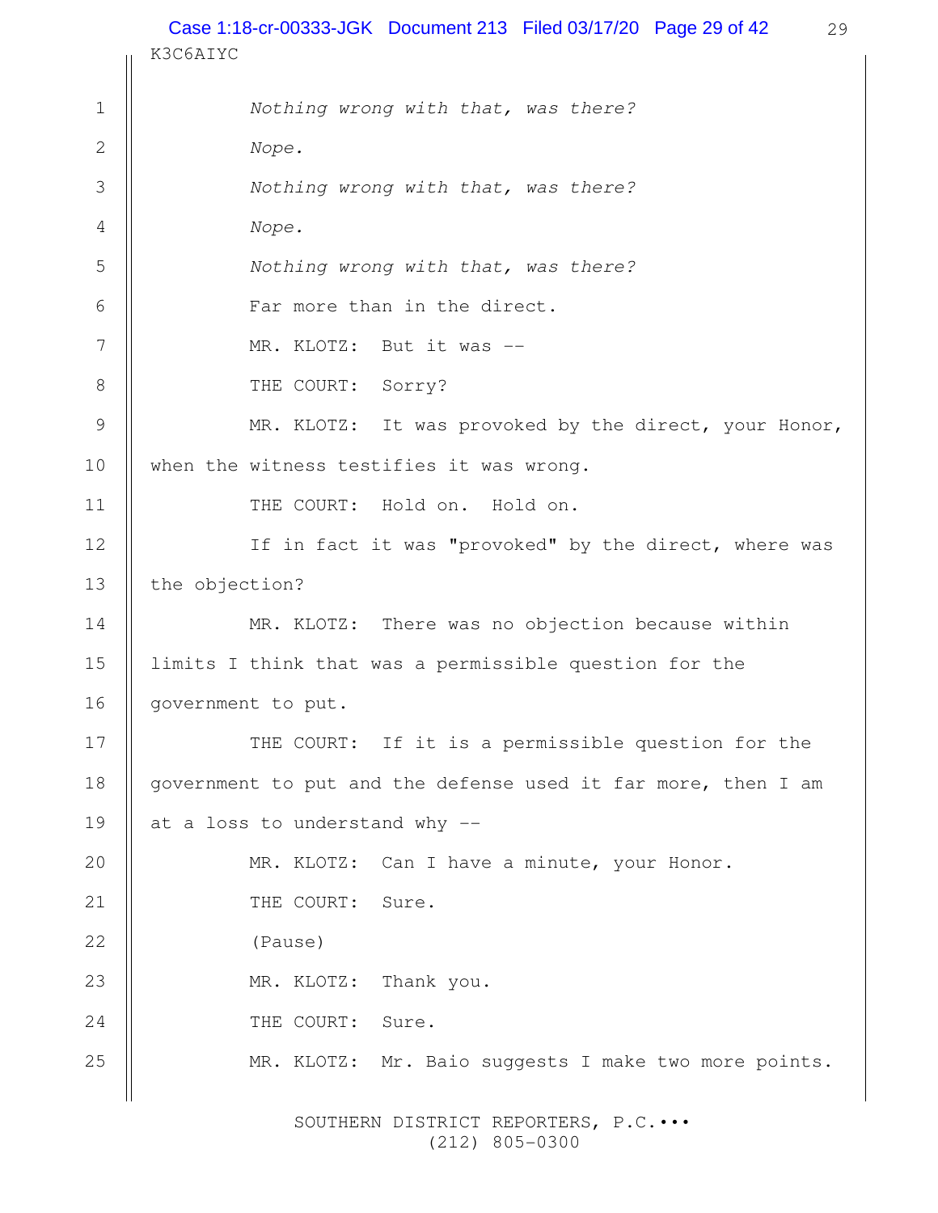*Nothing wrong with that, was there?*

*Nope.*

*Nothing wrong with that, was there?*

*Nope.*

*Nothing wrong with that, was there?*

Far more than in the direct.

MR. KLOTZ: But it was --

THE COURT: Sorry?

MR. KLOTZ: It was provoked by the direct, your Honor, when the witness testifies it was wrong.

THE COURT: Hold on. Hold on.

If in fact it was "provoked" by the direct, where was the objection?

MR. KLOTZ: There was no objection because within limits I think that was a permissible question for the government to put.

THE COURT: If it is a permissible question for the government to put and the defense used it far more, then I am at a loss to understand why --

MR. KLOTZ: Can I have a minute, your Honor.

THE COURT: Sure.

(Pause)

MR. KLOTZ: Thank you.

THE COURT: Sure.

MR. KLOTZ: Mr. Baio suggests I make two more points.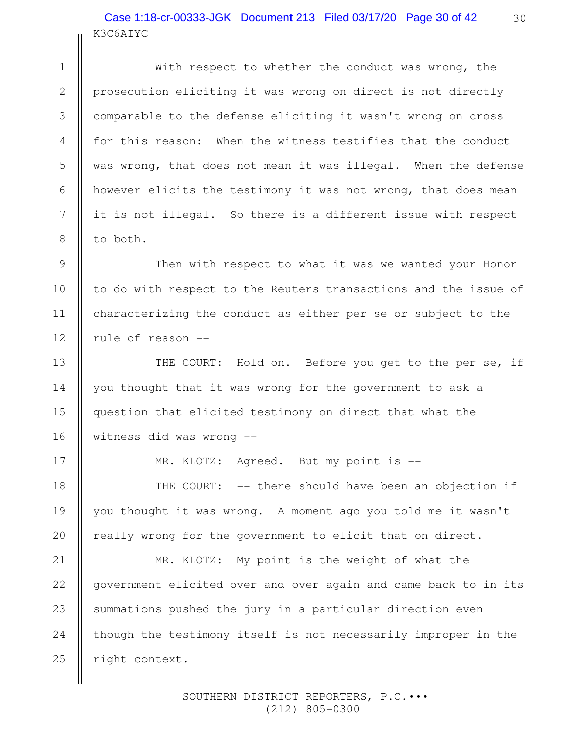With respect to whether the conduct was wrong, the prosecution eliciting it was wrong on direct is not directly comparable to the defense eliciting it wasn't wrong on cross for this reason: When the witness testifies that the conduct was wrong, that does not mean it was illegal. When the defense however elicits the testimony it was not wrong, that does mean it is not illegal. So there is a different issue with respect to both.

Then with respect to what it was we wanted your Honor to do with respect to the Reuters transactions and the issue of characterizing the conduct as either per se or subject to the rule of reason --

THE COURT: Hold on. Before you get to the per se, if you thought that it was wrong for the government to ask a question that elicited testimony on direct that what the witness did was wrong --

MR. KLOTZ: Agreed. But my point is --

THE COURT: -- there should have been an objection if you thought it was wrong. A moment ago you told me it wasn't really wrong for the government to elicit that on direct.

MR. KLOTZ: My point is the weight of what the government elicited over and over again and came back to in its summations pushed the jury in a particular direction even though the testimony itself is not necessarily improper in the right context.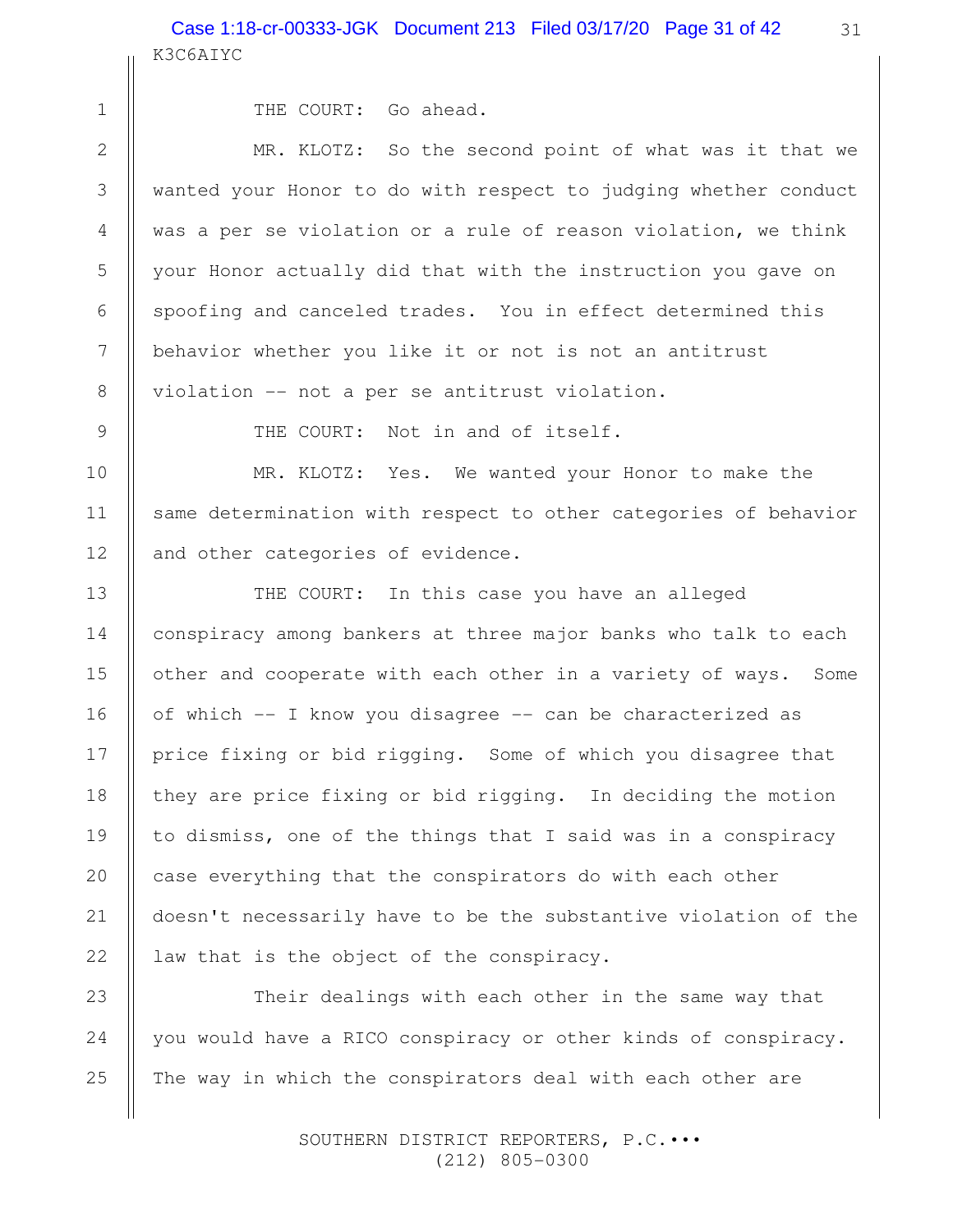THE COURT: Go ahead.

MR. KLOTZ: So the second point of what was it that we wanted your Honor to do with respect to judging whether conduct was a per se violation or a rule of reason violation, we think your Honor actually did that with the instruction you gave on spoofing and canceled trades. You in effect determined this behavior whether you like it or not is not an antitrust violation -- not a per se antitrust violation.

THE COURT: Not in and of itself.

MR. KLOTZ: Yes. We wanted your Honor to make the same determination with respect to other categories of behavior and other categories of evidence.

THE COURT: In this case you have an alleged conspiracy among bankers at three major banks who talk to each other and cooperate with each other in a variety of ways. Some of which -- I know you disagree -- can be characterized as price fixing or bid rigging. Some of which you disagree that they are price fixing or bid rigging. In deciding the motion to dismiss, one of the things that I said was in a conspiracy case everything that the conspirators do with each other doesn't necessarily have to be the substantive violation of the law that is the object of the conspiracy.

Their dealings with each other in the same way that you would have a RICO conspiracy or other kinds of conspiracy. The way in which the conspirators deal with each other are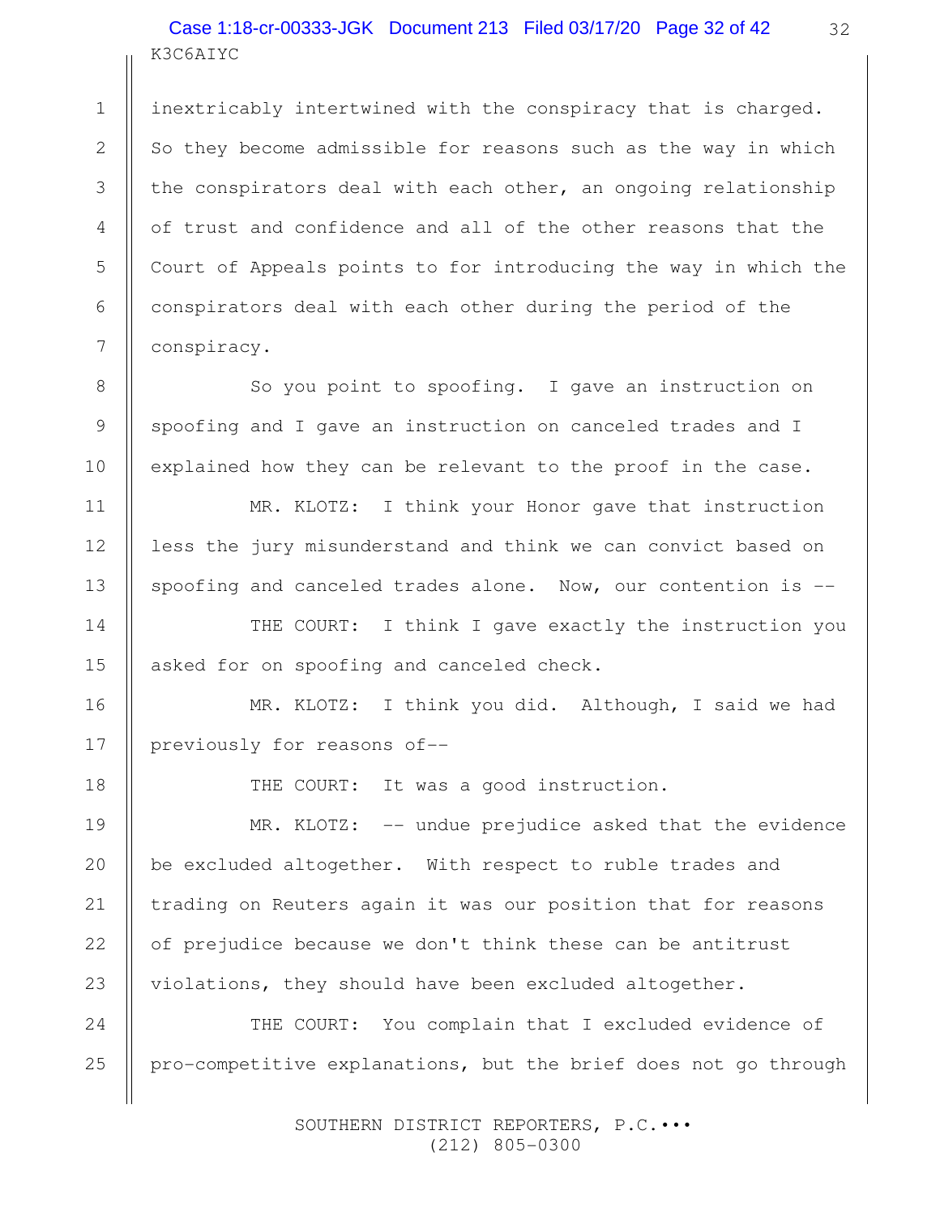inextricably intertwined with the conspiracy that is charged. So they become admissible for reasons such as the way in which the conspirators deal with each other, an ongoing relationship of trust and confidence and all of the other reasons that the Court of Appeals points to for introducing the way in which the conspirators deal with each other during the period of the conspiracy.

So you point to spoofing. I gave an instruction on spoofing and I gave an instruction on canceled trades and I explained how they can be relevant to the proof in the case.

MR. KLOTZ: I think your Honor gave that instruction less the jury misunderstand and think we can convict based on spoofing and canceled trades alone. Now, our contention is --

THE COURT: I think I gave exactly the instruction you asked for on spoofing and canceled check.

MR. KLOTZ: I think you did. Although, I said we had previously for reasons of--

THE COURT: It was a good instruction.

MR. KLOTZ: -- undue prejudice asked that the evidence be excluded altogether. With respect to ruble trades and trading on Reuters again it was our position that for reasons of prejudice because we don't think these can be antitrust violations, they should have been excluded altogether.

THE COURT: You complain that I excluded evidence of pro-competitive explanations, but the brief does not go through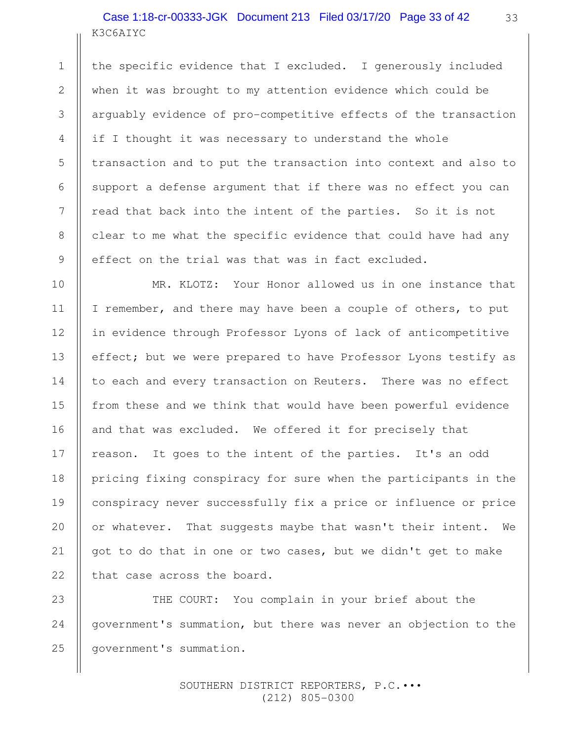the specific evidence that I excluded. I generously included when it was brought to my attention evidence which could be arguably evidence of pro-competitive effects of the transaction if I thought it was necessary to understand the whole transaction and to put the transaction into context and also to support a defense argument that if there was no effect you can read that back into the intent of the parties. So it is not clear to me what the specific evidence that could have had any effect on the trial was that was in fact excluded.

MR. KLOTZ: Your Honor allowed us in one instance that I remember, and there may have been a couple of others, to put in evidence through Professor Lyons of lack of anticompetitive effect; but we were prepared to have Professor Lyons testify as to each and every transaction on Reuters. There was no effect from these and we think that would have been powerful evidence and that was excluded. We offered it for precisely that reason. It goes to the intent of the parties. It's an odd pricing fixing conspiracy for sure when the participants in the conspiracy never successfully fix a price or influence or price or whatever. That suggests maybe that wasn't their intent. We got to do that in one or two cases, but we didn't get to make that case across the board.

THE COURT: You complain in your brief about the government's summation, but there was never an objection to the government's summation.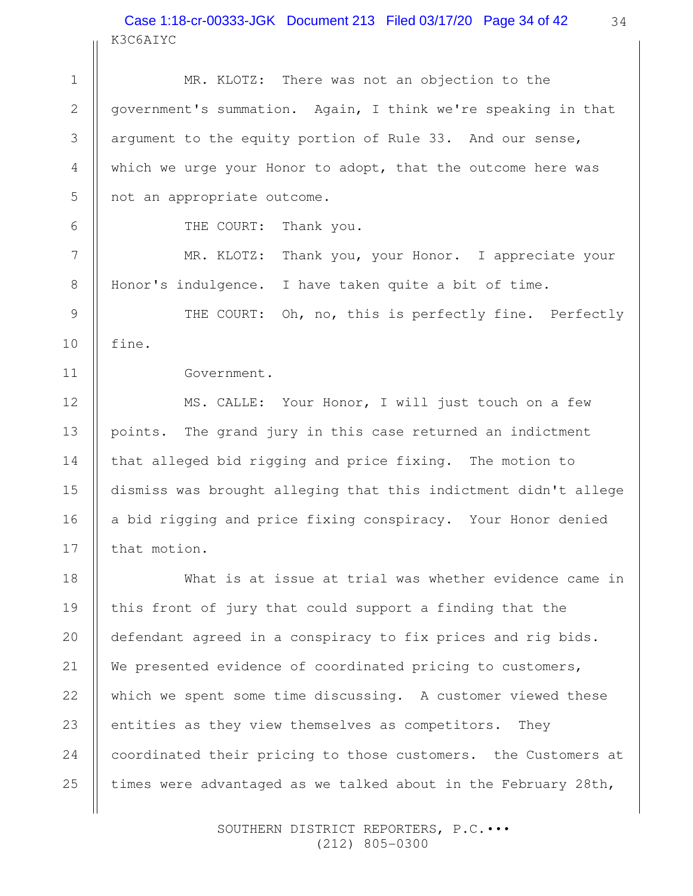MR. KLOTZ: There was not an objection to the government's summation. Again, I think we're speaking in that argument to the equity portion of Rule 33. And our sense, which we urge your Honor to adopt, that the outcome here was not an appropriate outcome.

THE COURT: Thank you.

MR. KLOTZ: Thank you, your Honor. I appreciate your Honor's indulgence. I have taken quite a bit of time.

THE COURT: Oh, no, this is perfectly fine. Perfectly fine.

Government.

MS. CALLE: Your Honor, I will just touch on a few points. The grand jury in this case returned an indictment that alleged bid rigging and price fixing. The motion to dismiss was brought alleging that this indictment didn't allege a bid rigging and price fixing conspiracy. Your Honor denied that motion.

What is at issue at trial was whether evidence came in this front of jury that could support a finding that the defendant agreed in a conspiracy to fix prices and rig bids. We presented evidence of coordinated pricing to customers, which we spent some time discussing. A customer viewed these entities as they view themselves as competitors. They coordinated their pricing to those customers. the Customers at times were advantaged as we talked about in the February 28th,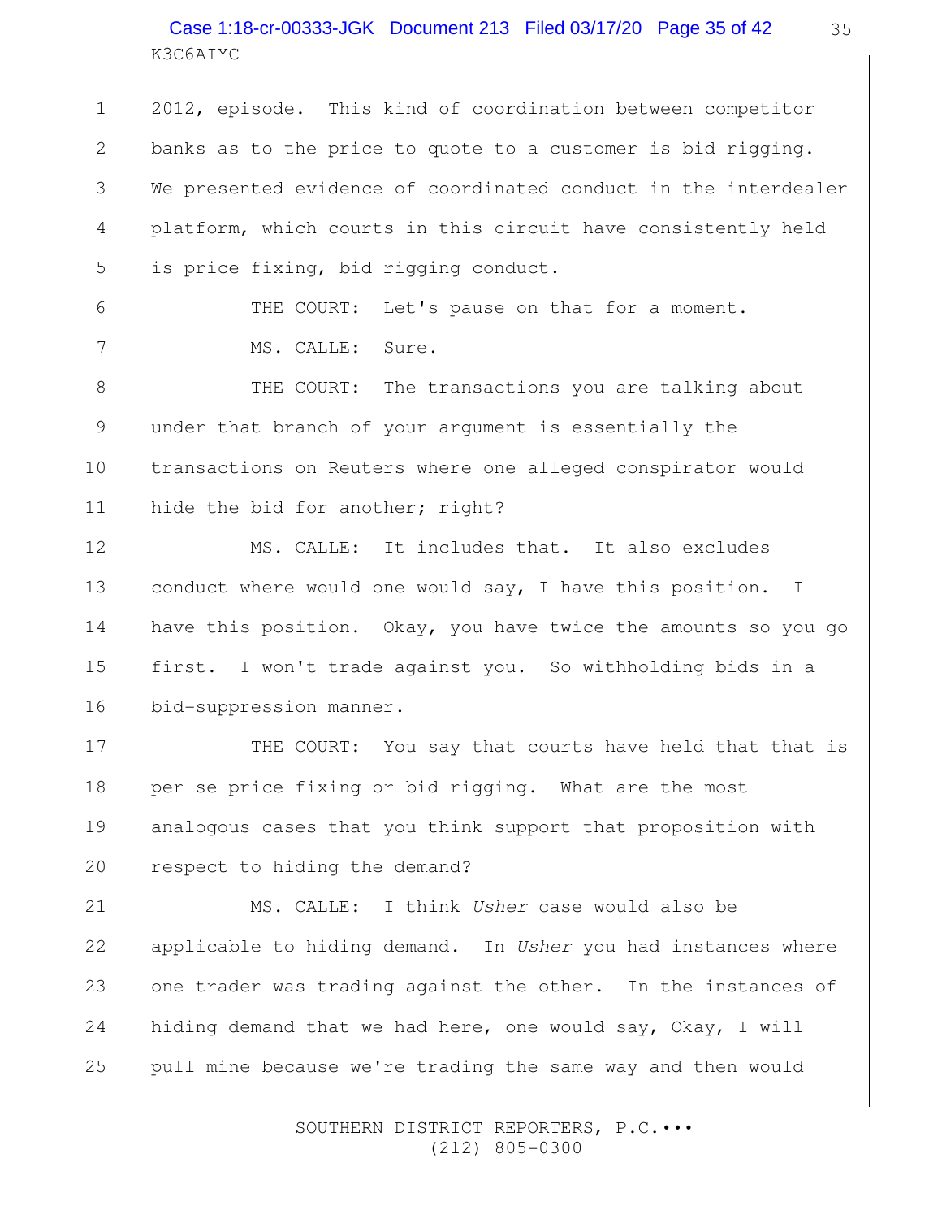2012, episode. This kind of coordination between competitor banks as to the price to quote to a customer is bid rigging. We presented evidence of coordinated conduct in the interdealer platform, which courts in this circuit have consistently held is price fixing, bid rigging conduct.

THE COURT: Let's pause on that for a moment.

MS. CALLE: Sure.

THE COURT: The transactions you are talking about under that branch of your argument is essentially the transactions on Reuters where one alleged conspirator would hide the bid for another; right?

MS. CALLE: It includes that. It also excludes conduct where would one would say, I have this position. I have this position. Okay, you have twice the amounts so you go first. I won't trade against you. So withholding bids in a bid-suppression manner.

THE COURT: You say that courts have held that that is per se price fixing or bid rigging. What are the most analogous cases that you think support that proposition with respect to hiding the demand?

MS. CALLE: I think *Usher* case would also be applicable to hiding demand. In *Usher* you had instances where one trader was trading against the other. In the instances of hiding demand that we had here, one would say, Okay, I will pull mine because we're trading the same way and then would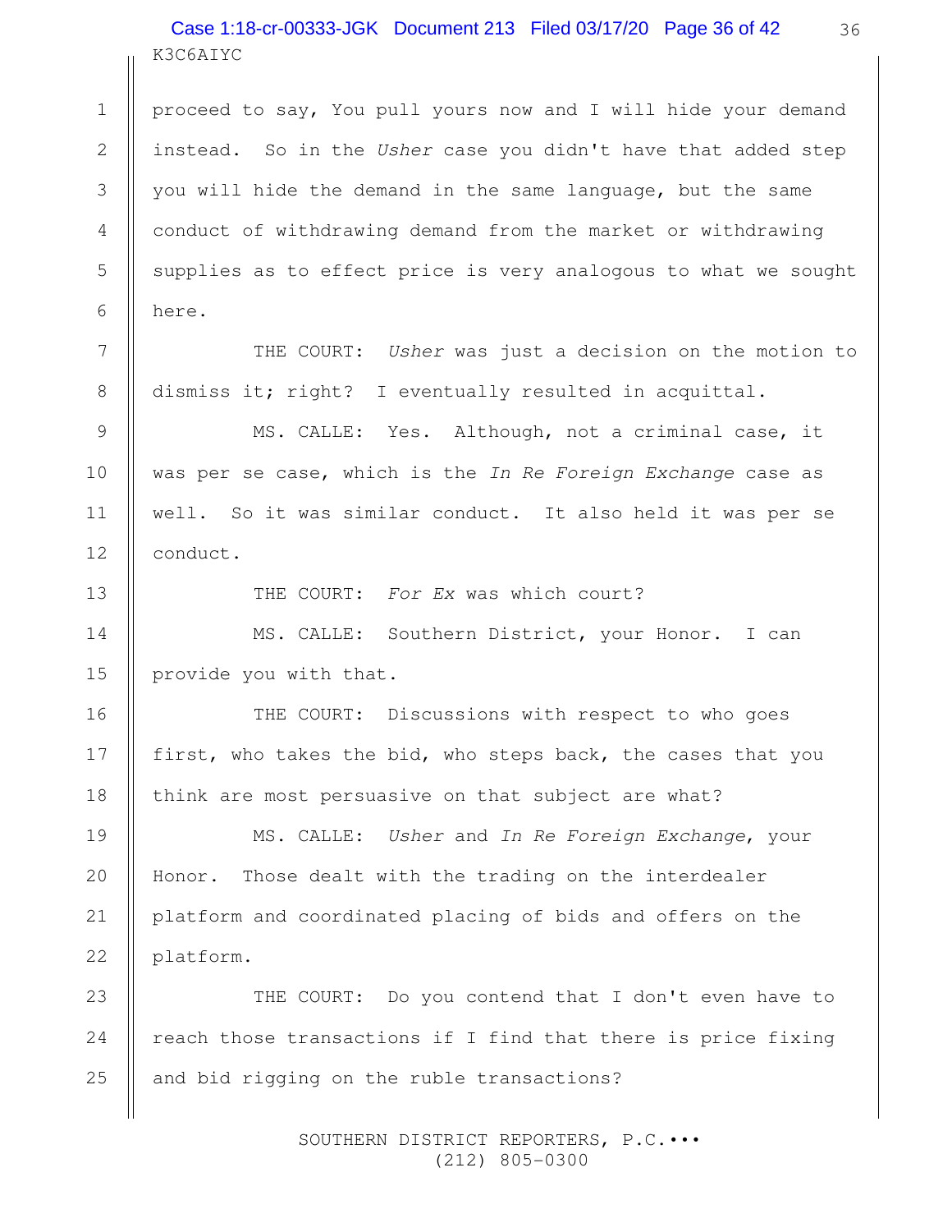proceed to say, You pull yours now and I will hide your demand instead. So in the *Usher* case you didn't have that added step you will hide the demand in the same language, but the same conduct of withdrawing demand from the market or withdrawing supplies as to effect price is very analogous to what we sought here.

THE COURT: *Usher* was just a decision on the motion to dismiss it; right? I eventually resulted in acquittal.

MS. CALLE: Yes. Although, not a criminal case, it was per se case, which is the *In Re Foreign Exchange* case as well. So it was similar conduct. It also held it was per se conduct.

THE COURT: *For Ex* was which court?

MS. CALLE: Southern District, your Honor. I can provide you with that.

THE COURT: Discussions with respect to who goes first, who takes the bid, who steps back, the cases that you think are most persuasive on that subject are what?

MS. CALLE: *Usher* and *In Re Foreign Exchange*, your Honor. Those dealt with the trading on the interdealer platform and coordinated placing of bids and offers on the platform.

THE COURT: Do you contend that I don't even have to reach those transactions if I find that there is price fixing and bid rigging on the ruble transactions?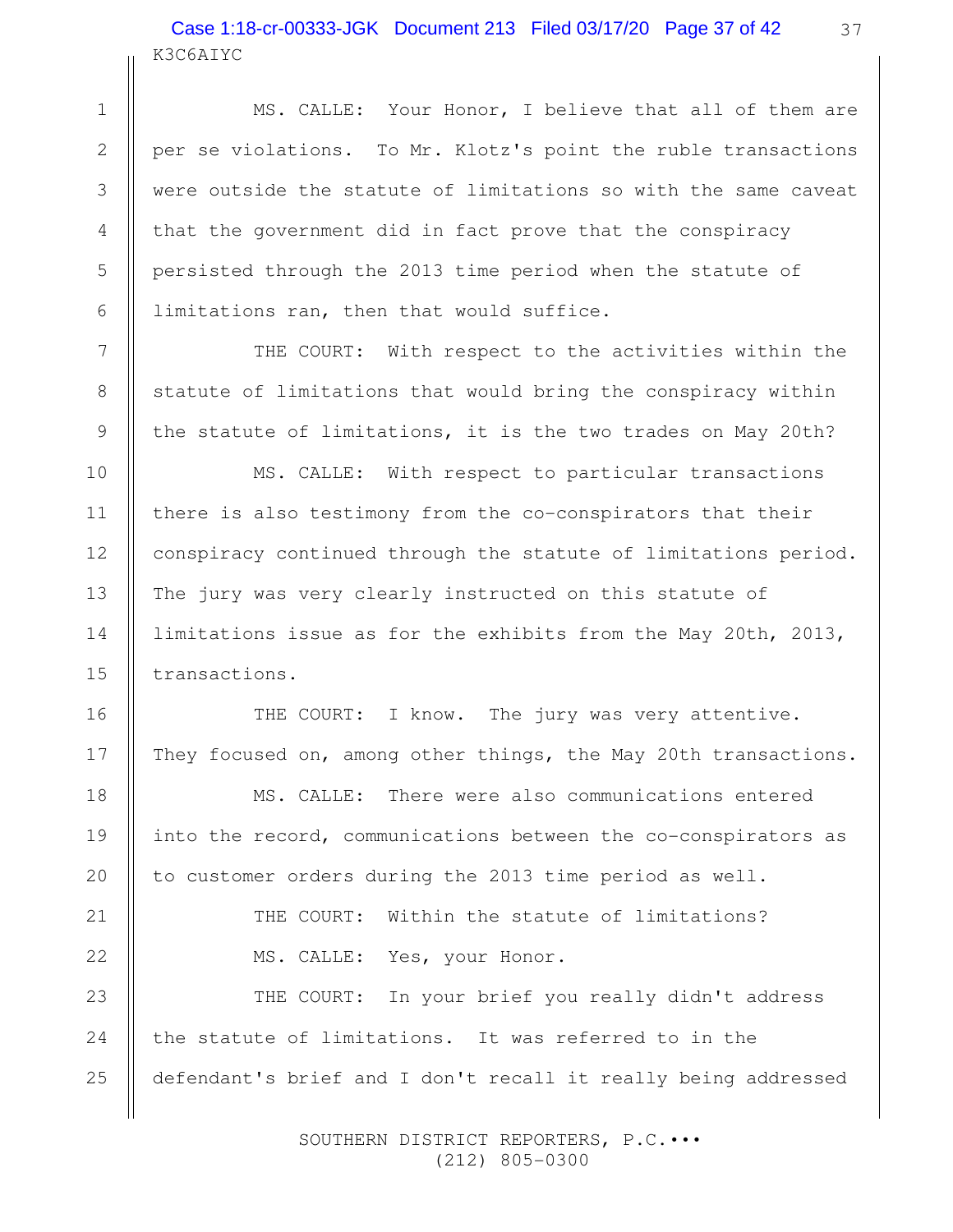MS. CALLE: Your Honor, I believe that all of them are per se violations. To Mr. Klotz's point the ruble transactions were outside the statute of limitations so with the same caveat that the government did in fact prove that the conspiracy persisted through the 2013 time period when the statute of limitations ran, then that would suffice.

THE COURT: With respect to the activities within the statute of limitations that would bring the conspiracy within the statute of limitations, it is the two trades on May 20th?

MS. CALLE: With respect to particular transactions there is also testimony from the co-conspirators that their conspiracy continued through the statute of limitations period. The jury was very clearly instructed on this statute of limitations issue as for the exhibits from the May 20th, 2013, transactions.

THE COURT: I know. The jury was very attentive. They focused on, among other things, the May 20th transactions.

MS. CALLE: There were also communications entered into the record, communications between the co-conspirators as to customer orders during the 2013 time period as well.

THE COURT: Within the statute of limitations?

MS. CALLE: Yes, your Honor.

THE COURT: In your brief you really didn't address the statute of limitations. It was referred to in the defendant's brief and I don't recall it really being addressed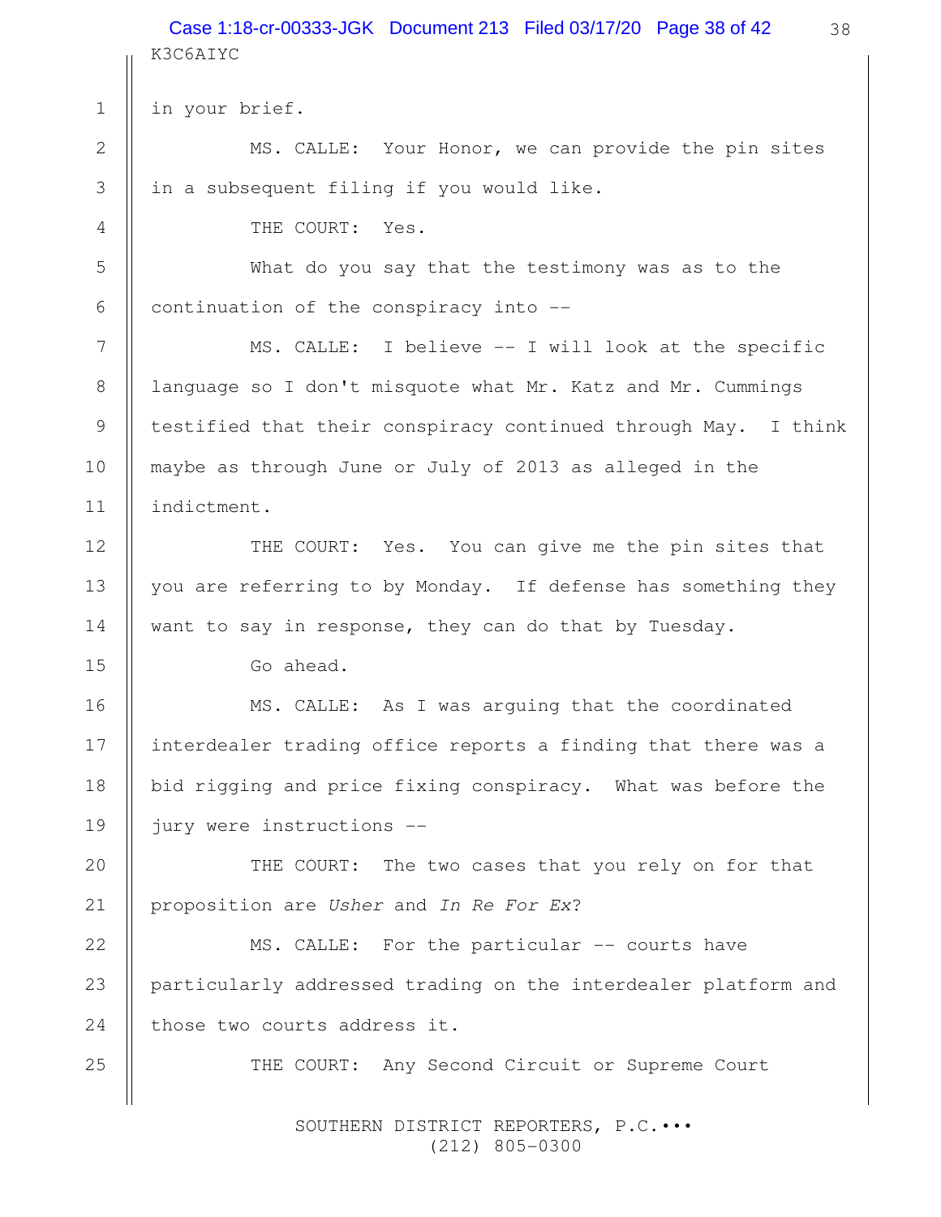in your brief.

MS. CALLE: Your Honor, we can provide the pin sites in a subsequent filing if you would like.

THE COURT: Yes.

What do you say that the testimony was as to the continuation of the conspiracy into --

MS. CALLE: I believe -- I will look at the specific language so I don't misquote what Mr. Katz and Mr. Cummings testified that their conspiracy continued through May. I think maybe as through June or July of 2013 as alleged in the indictment.

THE COURT: Yes. You can give me the pin sites that you are referring to by Monday. If defense has something they want to say in response, they can do that by Tuesday.

Go ahead.

MS. CALLE: As I was arguing that the coordinated interdealer trading office reports a finding that there was a bid rigging and price fixing conspiracy. What was before the jury were instructions --

THE COURT: The two cases that you rely on for that proposition are *Usher* and *In Re For Ex*?

MS. CALLE: For the particular -- courts have particularly addressed trading on the interdealer platform and those two courts address it.

THE COURT: Any Second Circuit or Supreme Court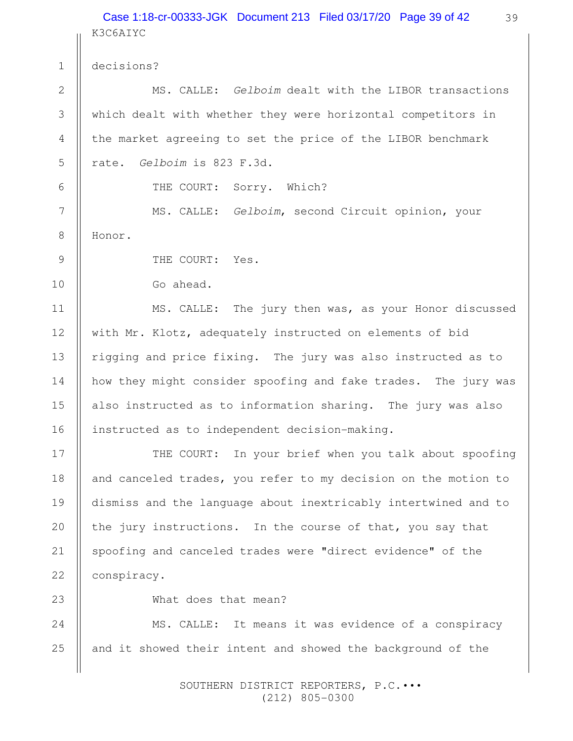decisions?

MS. CALLE: *Gelboim* dealt with the LIBOR transactions which dealt with whether they were horizontal competitors in the market agreeing to set the price of the LIBOR benchmark rate. *Gelboim* is 823 F.3d.

THE COURT: Sorry. Which?

MS. CALLE: *Gelboim*, second Circuit opinion, your Honor.

THE COURT: Yes.

Go ahead.

MS. CALLE: The jury then was, as your Honor discussed with Mr. Klotz, adequately instructed on elements of bid rigging and price fixing. The jury was also instructed as to how they might consider spoofing and fake trades. The jury was also instructed as to information sharing. The jury was also instructed as to independent decision-making.

THE COURT: In your brief when you talk about spoofing and canceled trades, you refer to my decision on the motion to dismiss and the language about inextricably intertwined and to the jury instructions. In the course of that, you say that spoofing and canceled trades were "direct evidence" of the conspiracy.

What does that mean?

MS. CALLE: It means it was evidence of a conspiracy and it showed their intent and showed the background of the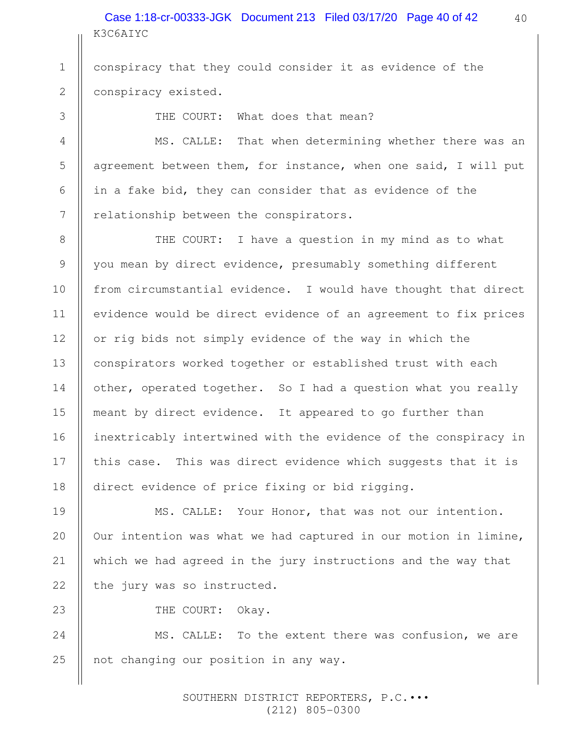conspiracy that they could consider it as evidence of the conspiracy existed.

THE COURT: What does that mean?

MS. CALLE: That when determining whether there was an agreement between them, for instance, when one said, I will put in a fake bid, they can consider that as evidence of the relationship between the conspirators.

THE COURT: I have a question in my mind as to what you mean by direct evidence, presumably something different from circumstantial evidence. I would have thought that direct evidence would be direct evidence of an agreement to fix prices or rig bids not simply evidence of the way in which the conspirators worked together or established trust with each other, operated together. So I had a question what you really meant by direct evidence. It appeared to go further than inextricably intertwined with the evidence of the conspiracy in this case. This was direct evidence which suggests that it is direct evidence of price fixing or bid rigging.

MS. CALLE: Your Honor, that was not our intention. Our intention was what we had captured in our motion in limine, which we had agreed in the jury instructions and the way that the jury was so instructed.

THE COURT: Okay.

MS. CALLE: To the extent there was confusion, we are not changing our position in any way.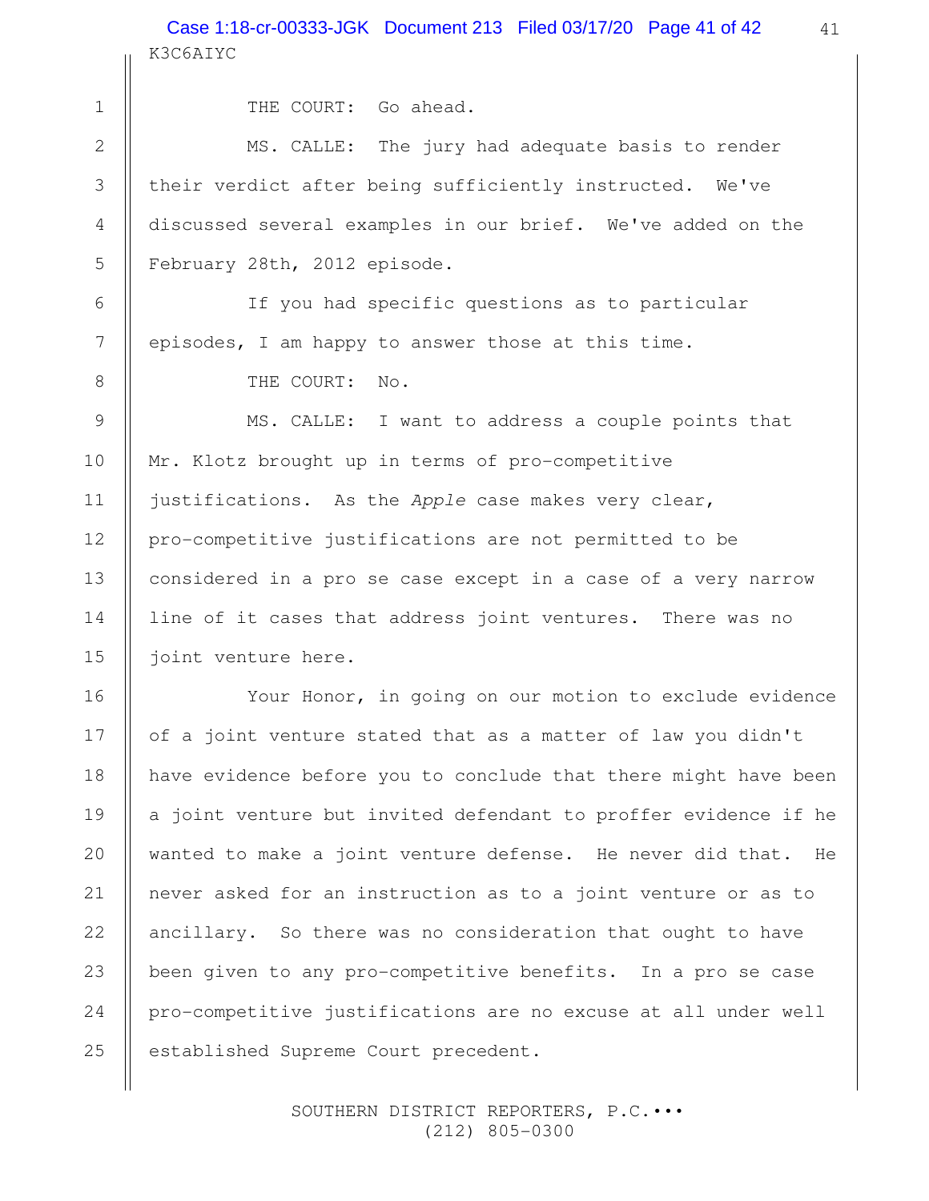THE COURT: Go ahead.

MS. CALLE: The jury had adequate basis to render their verdict after being sufficiently instructed. We've discussed several examples in our brief. We've added on the February 28th, 2012 episode.

If you had specific questions as to particular episodes, I am happy to answer those at this time.

THE COURT: No.

MS. CALLE: I want to address a couple points that Mr. Klotz brought up in terms of pro-competitive justifications. As the *Apple* case makes very clear, pro-competitive justifications are not permitted to be considered in a pro se case except in a case of a very narrow line of it cases that address joint ventures. There was no joint venture here.

Your Honor, in going on our motion to exclude evidence of a joint venture stated that as a matter of law you didn't have evidence before you to conclude that there might have been a joint venture but invited defendant to proffer evidence if he wanted to make a joint venture defense. He never did that. He never asked for an instruction as to a joint venture or as to ancillary. So there was no consideration that ought to have been given to any pro-competitive benefits. In a pro se case pro-competitive justifications are no excuse at all under well established Supreme Court precedent.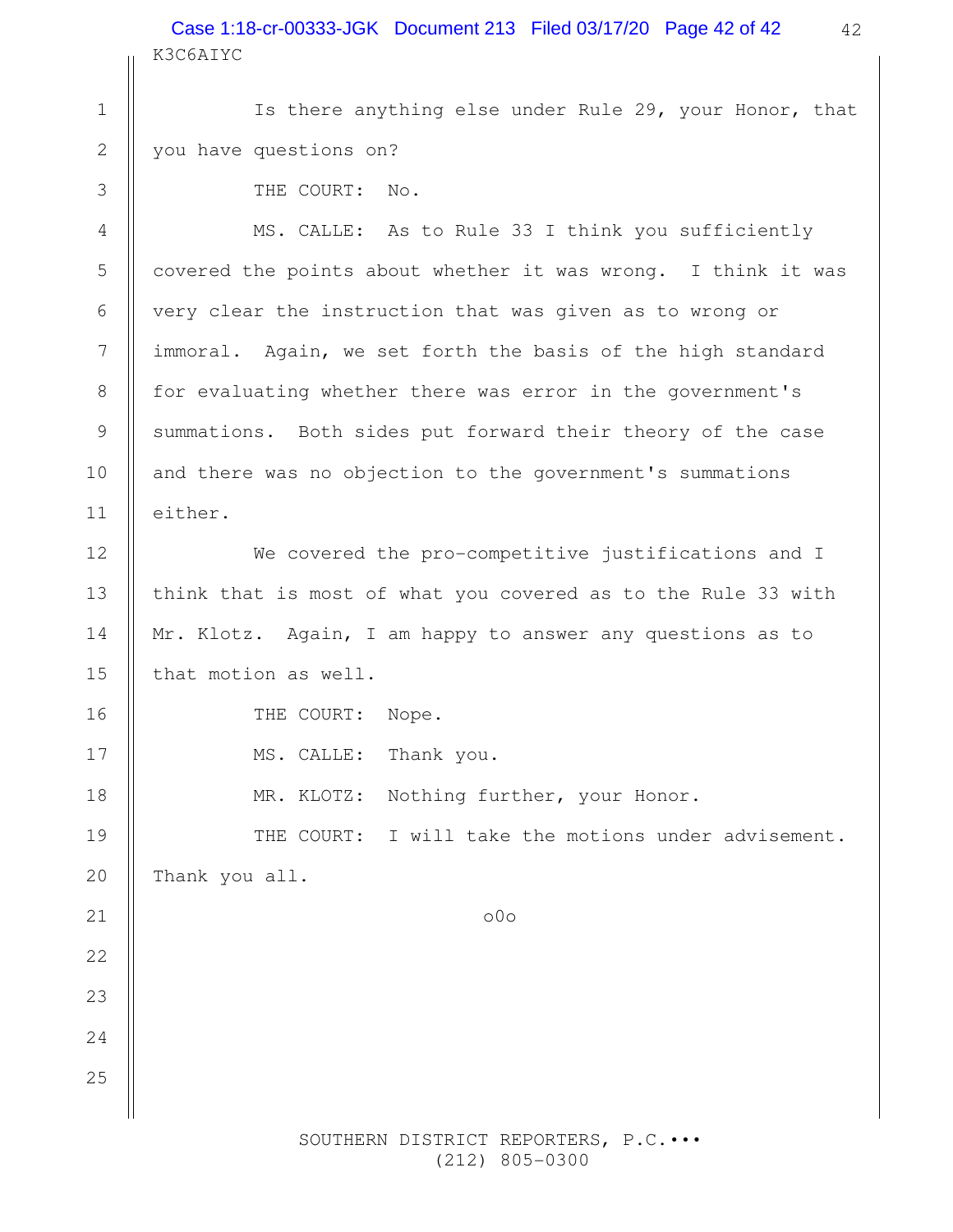Is there anything else under Rule 29, your Honor, that you have questions on?

THE COURT: No.

MS. CALLE: As to Rule 33 I think you sufficiently covered the points about whether it was wrong. I think it was very clear the instruction that was given as to wrong or immoral. Again, we set forth the basis of the high standard for evaluating whether there was error in the government's summations. Both sides put forward their theory of the case and there was no objection to the government's summations either.

We covered the pro-competitive justifications and I think that is most of what you covered as to the Rule 33 with Mr. Klotz. Again, I am happy to answer any questions as to that motion as well.

THE COURT: Nope.

MS. CALLE: Thank you.

MR. KLOTZ: Nothing further, your Honor.

THE COURT: I will take the motions under advisement. Thank you all.

o0o